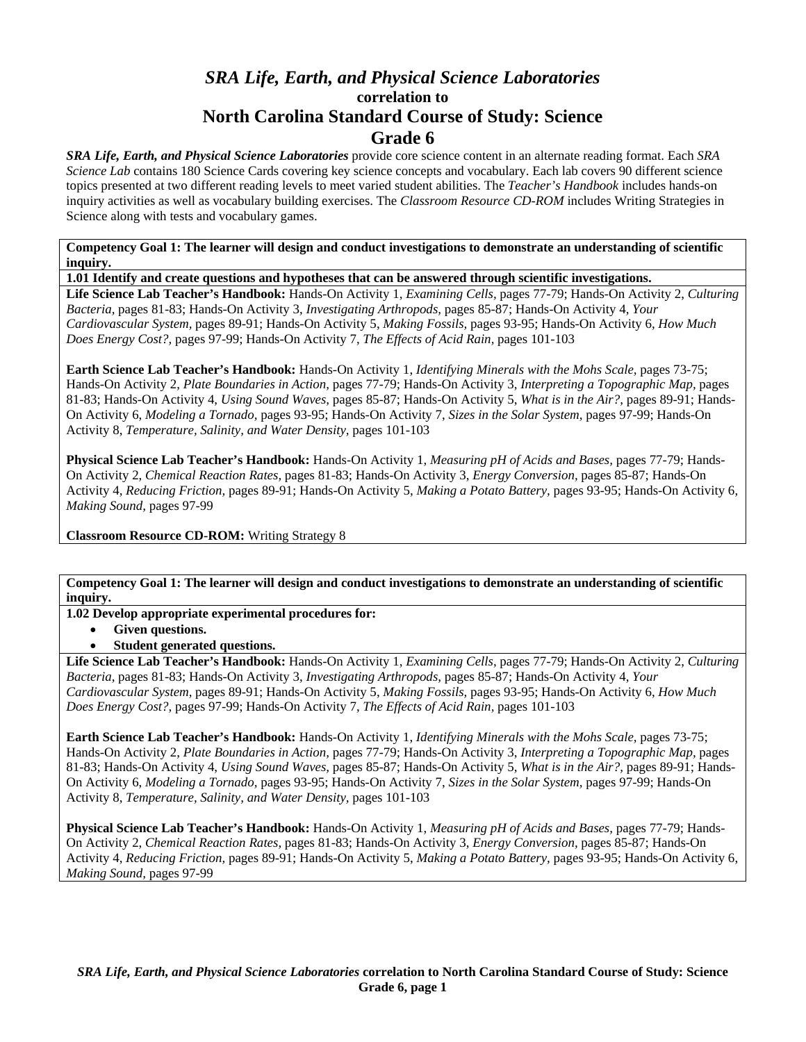# *SRA Life, Earth, and Physical Science Laboratories*
## correlation to
# North Carolina Standard Course of Study: Science
# Grade 6

***SRA Life, Earth, and Physical Science Laboratories*** provide core science content in an alternate reading format. Each *SRA Science Lab* contains 180 Science Cards covering key science concepts and vocabulary. Each lab covers 90 different science topics presented at two different reading levels to meet varied student abilities. The *Teacher's Handbook* includes hands-on inquiry activities as well as vocabulary building exercises. The *Classroom Resource CD-ROM* includes Writing Strategies in Science along with tests and vocabulary games.

**Competency Goal 1: The learner will design and conduct investigations to demonstrate an understanding of scientific inquiry.**

**1.01 Identify and create questions and hypotheses that can be answered through scientific investigations.**

**Life Science Lab Teacher's Handbook:** Hands-On Activity 1, *Examining Cells,* pages 77-79; Hands-On Activity 2, *Culturing Bacteria,* pages 81-83; Hands-On Activity 3, *Investigating Arthropods,* pages 85-87; Hands-On Activity 4, *Your Cardiovascular System,* pages 89-91; Hands-On Activity 5, *Making Fossils,* pages 93-95; Hands-On Activity 6, *How Much Does Energy Cost?,* pages 97-99; Hands-On Activity 7, *The Effects of Acid Rain,* pages 101-103

**Earth Science Lab Teacher's Handbook:** Hands-On Activity 1, *Identifying Minerals with the Mohs Scale,* pages 73-75; Hands-On Activity 2, *Plate Boundaries in Action,* pages 77-79; Hands-On Activity 3, *Interpreting a Topographic Map,* pages 81-83; Hands-On Activity 4, *Using Sound Waves,* pages 85-87; Hands-On Activity 5, *What is in the Air?,* pages 89-91; Hands-On Activity 6, *Modeling a Tornado,* pages 93-95; Hands-On Activity 7, *Sizes in the Solar System,* pages 97-99; Hands-On Activity 8, *Temperature, Salinity, and Water Density,* pages 101-103

**Physical Science Lab Teacher's Handbook:** Hands-On Activity 1, *Measuring pH of Acids and Bases,* pages 77-79; Hands-On Activity 2, *Chemical Reaction Rates,* pages 81-83; Hands-On Activity 3, *Energy Conversion,* pages 85-87; Hands-On Activity 4, *Reducing Friction,* pages 89-91; Hands-On Activity 5, *Making a Potato Battery,* pages 93-95; Hands-On Activity 6, *Making Sound,* pages 97-99

**Classroom Resource CD-ROM:** Writing Strategy 8

**Competency Goal 1: The learner will design and conduct investigations to demonstrate an understanding of scientific inquiry.**

**1.02 Develop appropriate experimental procedures for:**

- **Given questions.**
- **Student generated questions.**

**Life Science Lab Teacher's Handbook:** Hands-On Activity 1, *Examining Cells,* pages 77-79; Hands-On Activity 2, *Culturing Bacteria,* pages 81-83; Hands-On Activity 3, *Investigating Arthropods,* pages 85-87; Hands-On Activity 4, *Your Cardiovascular System,* pages 89-91; Hands-On Activity 5, *Making Fossils,* pages 93-95; Hands-On Activity 6, *How Much Does Energy Cost?,* pages 97-99; Hands-On Activity 7, *The Effects of Acid Rain,* pages 101-103

**Earth Science Lab Teacher's Handbook:** Hands-On Activity 1, *Identifying Minerals with the Mohs Scale,* pages 73-75; Hands-On Activity 2, *Plate Boundaries in Action,* pages 77-79; Hands-On Activity 3, *Interpreting a Topographic Map,* pages 81-83; Hands-On Activity 4, *Using Sound Waves,* pages 85-87; Hands-On Activity 5, *What is in the Air?,* pages 89-91; Hands-On Activity 6, *Modeling a Tornado,* pages 93-95; Hands-On Activity 7, *Sizes in the Solar System,* pages 97-99; Hands-On Activity 8, *Temperature, Salinity, and Water Density,* pages 101-103

**Physical Science Lab Teacher's Handbook:** Hands-On Activity 1, *Measuring pH of Acids and Bases,* pages 77-79; Hands-On Activity 2, *Chemical Reaction Rates,* pages 81-83; Hands-On Activity 3, *Energy Conversion,* pages 85-87; Hands-On Activity 4, *Reducing Friction,* pages 89-91; Hands-On Activity 5, *Making a Potato Battery,* pages 93-95; Hands-On Activity 6, *Making Sound,* pages 97-99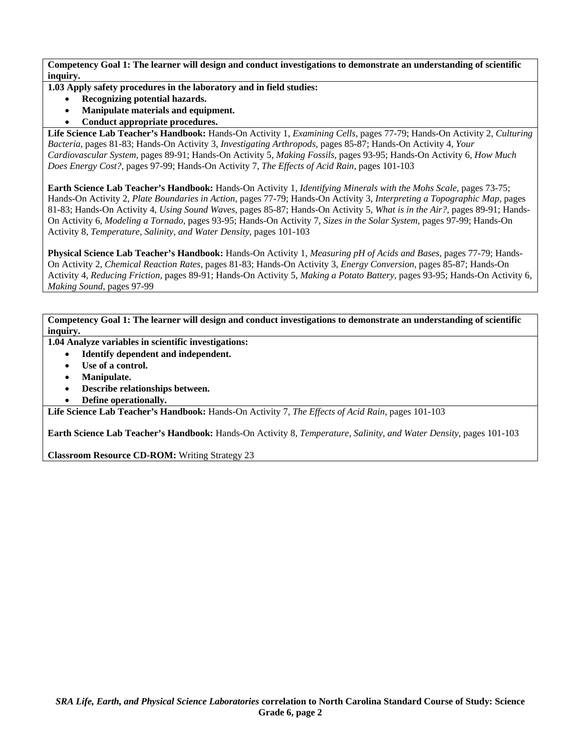**Competency Goal 1: The learner will design and conduct investigations to demonstrate an understanding of scientific inquiry.**

**1.03 Apply safety procedures in the laboratory and in field studies:**

- **Recognizing potential hazards.**
- **Manipulate materials and equipment.**
- **Conduct appropriate procedures.**

**Life Science Lab Teacher's Handbook:** Hands-On Activity 1, *Examining Cells,* pages 77-79; Hands-On Activity 2, *Culturing Bacteria,* pages 81-83; Hands-On Activity 3, *Investigating Arthropods,* pages 85-87; Hands-On Activity 4, *Your Cardiovascular System,* pages 89-91; Hands-On Activity 5, *Making Fossils,* pages 93-95; Hands-On Activity 6, *How Much Does Energy Cost?,* pages 97-99; Hands-On Activity 7, *The Effects of Acid Rain,* pages 101-103

**Earth Science Lab Teacher's Handbook:** Hands-On Activity 1, *Identifying Minerals with the Mohs Scale,* pages 73-75; Hands-On Activity 2, *Plate Boundaries in Action,* pages 77-79; Hands-On Activity 3, *Interpreting a Topographic Map,* pages 81-83; Hands-On Activity 4, *Using Sound Waves,* pages 85-87; Hands-On Activity 5, *What is in the Air?,* pages 89-91; Hands-On Activity 6, *Modeling a Tornado,* pages 93-95; Hands-On Activity 7, *Sizes in the Solar System,* pages 97-99; Hands-On Activity 8, *Temperature, Salinity, and Water Density,* pages 101-103

**Physical Science Lab Teacher's Handbook:** Hands-On Activity 1, *Measuring pH of Acids and Bases,* pages 77-79; Hands-On Activity 2, *Chemical Reaction Rates,* pages 81-83; Hands-On Activity 3, *Energy Conversion,* pages 85-87; Hands-On Activity 4, *Reducing Friction,* pages 89-91; Hands-On Activity 5, *Making a Potato Battery,* pages 93-95; Hands-On Activity 6, *Making Sound,* pages 97-99

**Competency Goal 1: The learner will design and conduct investigations to demonstrate an understanding of scientific inquiry.**

**1.04 Analyze variables in scientific investigations:**

- **Identify dependent and independent.**
- **Use of a control.**
- **Manipulate.**
- **Describe relationships between.**
- **Define operationally.**

**Life Science Lab Teacher's Handbook:** Hands-On Activity 7, *The Effects of Acid Rain,* pages 101-103

**Earth Science Lab Teacher's Handbook:** Hands-On Activity 8, *Temperature, Salinity, and Water Density,* pages 101-103

**Classroom Resource CD-ROM:** Writing Strategy 23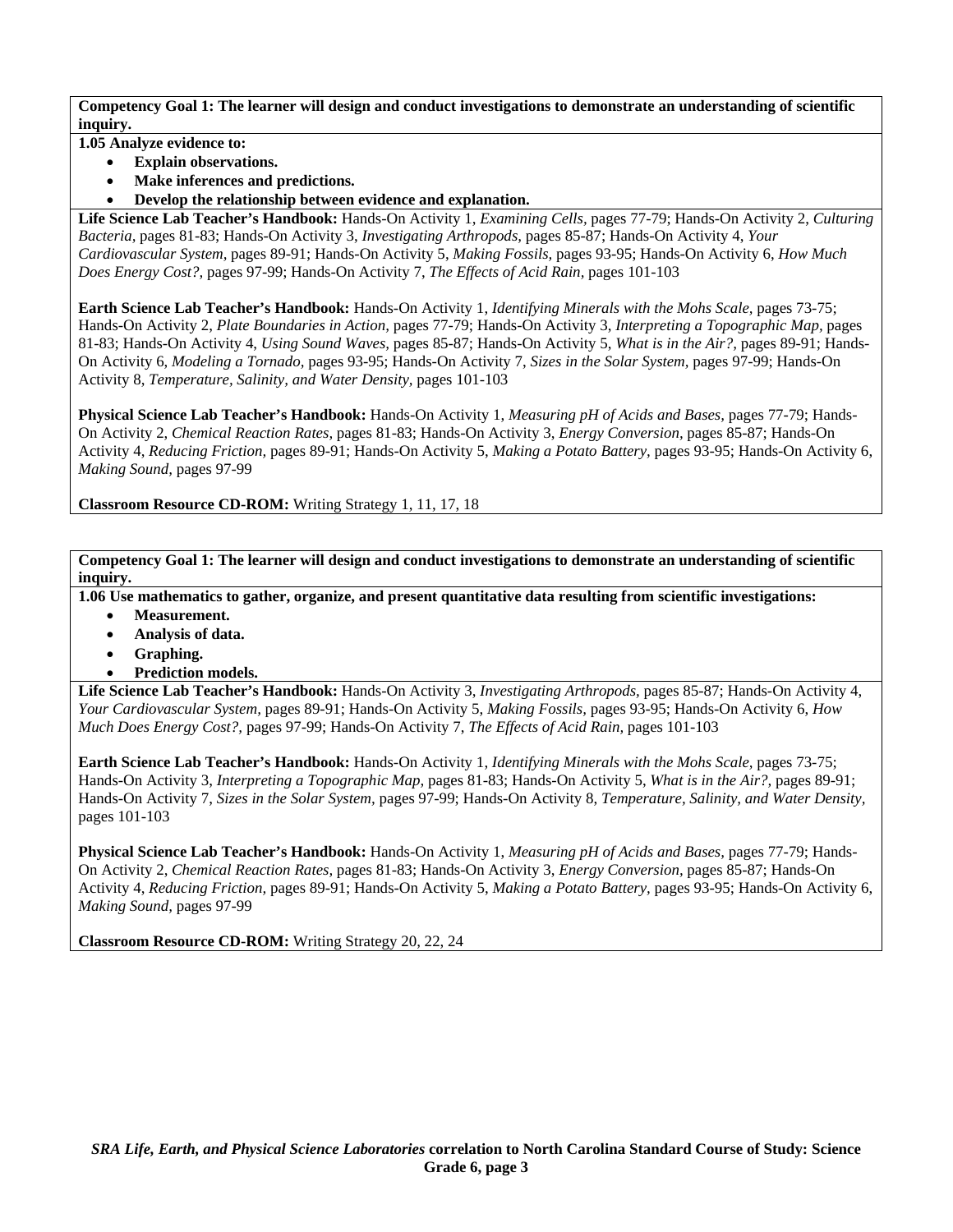**Competency Goal 1: The learner will design and conduct investigations to demonstrate an understanding of scientific inquiry.**

**1.05 Analyze evidence to:**

- **Explain observations.**
- **Make inferences and predictions.**
- **Develop the relationship between evidence and explanation.**

**Life Science Lab Teacher's Handbook:** Hands-On Activity 1, *Examining Cells,* pages 77-79; Hands-On Activity 2, *Culturing Bacteria,* pages 81-83; Hands-On Activity 3, *Investigating Arthropods,* pages 85-87; Hands-On Activity 4, *Your Cardiovascular System,* pages 89-91; Hands-On Activity 5, *Making Fossils,* pages 93-95; Hands-On Activity 6, *How Much Does Energy Cost?,* pages 97-99; Hands-On Activity 7, *The Effects of Acid Rain,* pages 101-103

**Earth Science Lab Teacher's Handbook:** Hands-On Activity 1, *Identifying Minerals with the Mohs Scale,* pages 73-75; Hands-On Activity 2, *Plate Boundaries in Action,* pages 77-79; Hands-On Activity 3, *Interpreting a Topographic Map,* pages 81-83; Hands-On Activity 4, *Using Sound Waves,* pages 85-87; Hands-On Activity 5, *What is in the Air?,* pages 89-91; Hands-On Activity 6, *Modeling a Tornado,* pages 93-95; Hands-On Activity 7, *Sizes in the Solar System,* pages 97-99; Hands-On Activity 8, *Temperature, Salinity, and Water Density,* pages 101-103

**Physical Science Lab Teacher's Handbook:** Hands-On Activity 1, *Measuring pH of Acids and Bases,* pages 77-79; Hands-On Activity 2, *Chemical Reaction Rates,* pages 81-83; Hands-On Activity 3, *Energy Conversion,* pages 85-87; Hands-On Activity 4, *Reducing Friction,* pages 89-91; Hands-On Activity 5, *Making a Potato Battery,* pages 93-95; Hands-On Activity 6, *Making Sound,* pages 97-99

**Classroom Resource CD-ROM:** Writing Strategy 1, 11, 17, 18

**Competency Goal 1: The learner will design and conduct investigations to demonstrate an understanding of scientific inquiry.**

**1.06 Use mathematics to gather, organize, and present quantitative data resulting from scientific investigations:**

- **Measurement.**
- **Analysis of data.**
- **Graphing.**
- **Prediction models.**

**Life Science Lab Teacher's Handbook:** Hands-On Activity 3, *Investigating Arthropods,* pages 85-87; Hands-On Activity 4, *Your Cardiovascular System,* pages 89-91; Hands-On Activity 5, *Making Fossils,* pages 93-95; Hands-On Activity 6, *How Much Does Energy Cost?,* pages 97-99; Hands-On Activity 7, *The Effects of Acid Rain,* pages 101-103

**Earth Science Lab Teacher's Handbook:** Hands-On Activity 1, *Identifying Minerals with the Mohs Scale,* pages 73-75; Hands-On Activity 3, *Interpreting a Topographic Map,* pages 81-83; Hands-On Activity 5, *What is in the Air?,* pages 89-91; Hands-On Activity 7, *Sizes in the Solar System,* pages 97-99; Hands-On Activity 8, *Temperature, Salinity, and Water Density,* pages 101-103

**Physical Science Lab Teacher's Handbook:** Hands-On Activity 1, *Measuring pH of Acids and Bases,* pages 77-79; Hands-On Activity 2, *Chemical Reaction Rates,* pages 81-83; Hands-On Activity 3, *Energy Conversion,* pages 85-87; Hands-On Activity 4, *Reducing Friction,* pages 89-91; Hands-On Activity 5, *Making a Potato Battery,* pages 93-95; Hands-On Activity 6, *Making Sound,* pages 97-99

**Classroom Resource CD-ROM:** Writing Strategy 20, 22, 24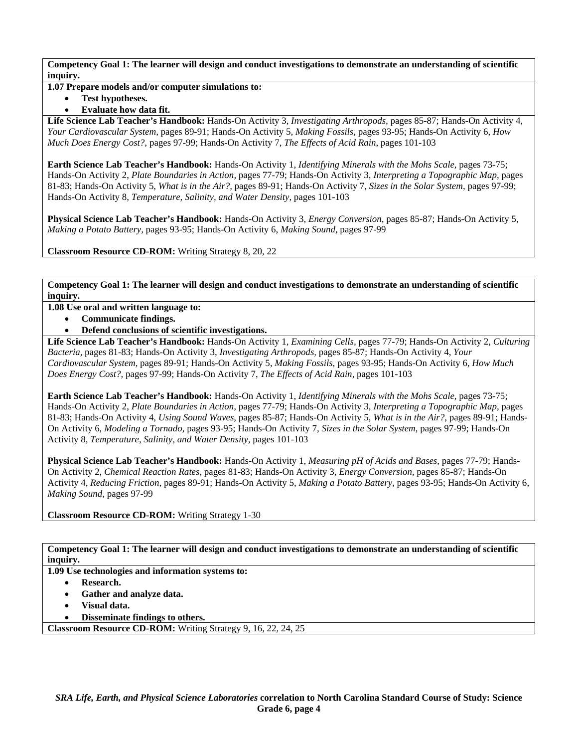**Competency Goal 1: The learner will design and conduct investigations to demonstrate an understanding of scientific inquiry.**

**1.07 Prepare models and/or computer simulations to:**

- **Test hypotheses.**
- **Evaluate how data fit.**

**Life Science Lab Teacher's Handbook:** Hands-On Activity 3, *Investigating Arthropods,* pages 85-87; Hands-On Activity 4, *Your Cardiovascular System,* pages 89-91; Hands-On Activity 5, *Making Fossils,* pages 93-95; Hands-On Activity 6, *How Much Does Energy Cost?,* pages 97-99; Hands-On Activity 7, *The Effects of Acid Rain,* pages 101-103

**Earth Science Lab Teacher's Handbook:** Hands-On Activity 1, *Identifying Minerals with the Mohs Scale,* pages 73-75; Hands-On Activity 2, *Plate Boundaries in Action,* pages 77-79; Hands-On Activity 3, *Interpreting a Topographic Map,* pages 81-83; Hands-On Activity 5, *What is in the Air?,* pages 89-91; Hands-On Activity 7, *Sizes in the Solar System,* pages 97-99; Hands-On Activity 8, *Temperature, Salinity, and Water Density,* pages 101-103

**Physical Science Lab Teacher's Handbook:** Hands-On Activity 3, *Energy Conversion,* pages 85-87; Hands-On Activity 5, *Making a Potato Battery,* pages 93-95; Hands-On Activity 6, *Making Sound,* pages 97-99

**Classroom Resource CD-ROM:** Writing Strategy 8, 20, 22

**Competency Goal 1: The learner will design and conduct investigations to demonstrate an understanding of scientific inquiry.**

**1.08 Use oral and written language to:**

- **Communicate findings.**
- **Defend conclusions of scientific investigations.**

**Life Science Lab Teacher's Handbook:** Hands-On Activity 1, *Examining Cells,* pages 77-79; Hands-On Activity 2, *Culturing Bacteria,* pages 81-83; Hands-On Activity 3, *Investigating Arthropods,* pages 85-87; Hands-On Activity 4, *Your Cardiovascular System,* pages 89-91; Hands-On Activity 5, *Making Fossils,* pages 93-95; Hands-On Activity 6, *How Much Does Energy Cost?,* pages 97-99; Hands-On Activity 7, *The Effects of Acid Rain,* pages 101-103

**Earth Science Lab Teacher's Handbook:** Hands-On Activity 1, *Identifying Minerals with the Mohs Scale,* pages 73-75; Hands-On Activity 2, *Plate Boundaries in Action,* pages 77-79; Hands-On Activity 3, *Interpreting a Topographic Map,* pages 81-83; Hands-On Activity 4, *Using Sound Waves,* pages 85-87; Hands-On Activity 5, *What is in the Air?,* pages 89-91; Hands-On Activity 6, *Modeling a Tornado,* pages 93-95; Hands-On Activity 7, *Sizes in the Solar System,* pages 97-99; Hands-On Activity 8, *Temperature, Salinity, and Water Density,* pages 101-103

**Physical Science Lab Teacher's Handbook:** Hands-On Activity 1, *Measuring pH of Acids and Bases,* pages 77-79; Hands-On Activity 2, *Chemical Reaction Rates,* pages 81-83; Hands-On Activity 3, *Energy Conversion,* pages 85-87; Hands-On Activity 4, *Reducing Friction,* pages 89-91; Hands-On Activity 5, *Making a Potato Battery,* pages 93-95; Hands-On Activity 6, *Making Sound,* pages 97-99

**Classroom Resource CD-ROM:** Writing Strategy 1-30

**Competency Goal 1: The learner will design and conduct investigations to demonstrate an understanding of scientific inquiry.**

**1.09 Use technologies and information systems to:**

- **Research.**
- **Gather and analyze data.**
- **Visual data.**
- **Disseminate findings to others.**

**Classroom Resource CD-ROM:** Writing Strategy 9, 16, 22, 24, 25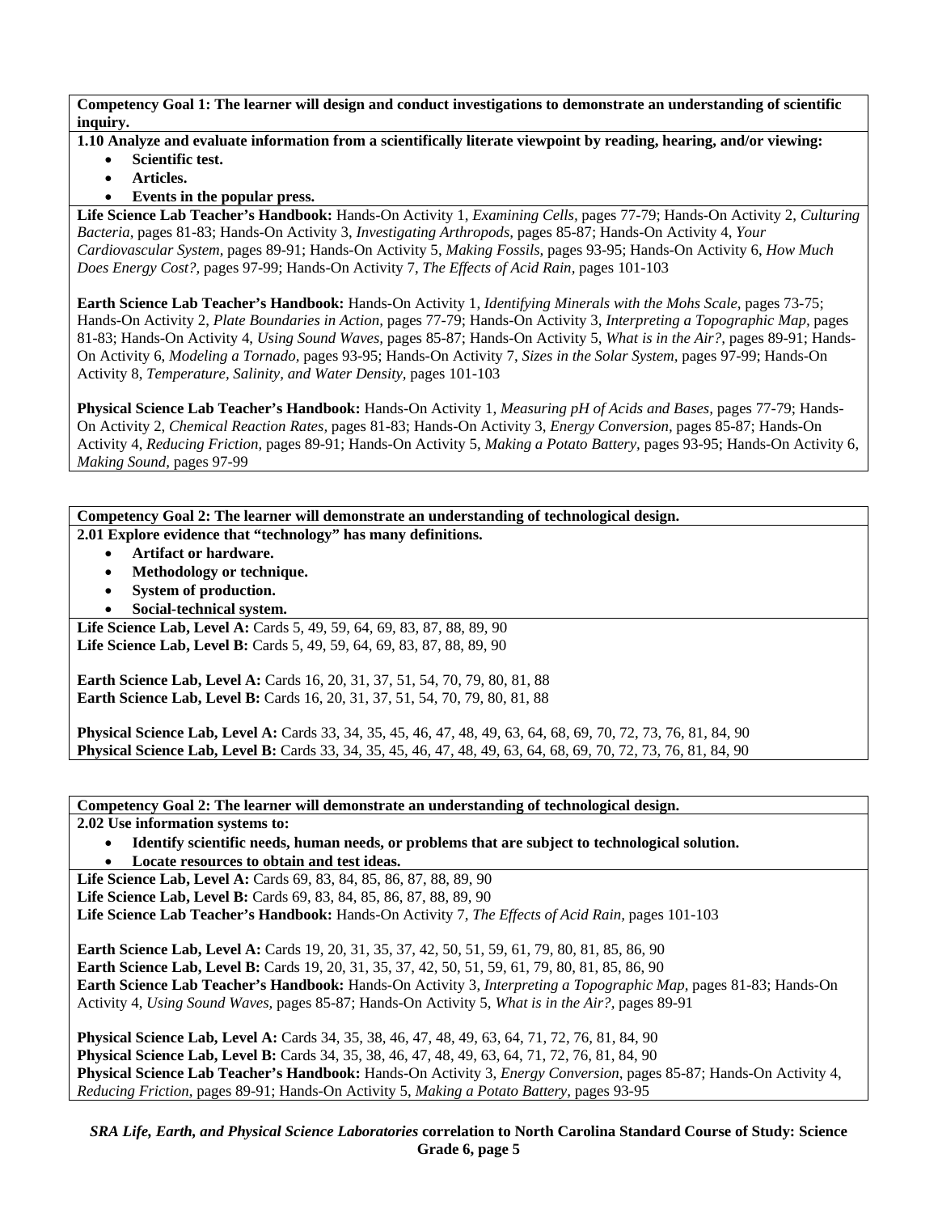**Competency Goal 1: The learner will design and conduct investigations to demonstrate an understanding of scientific inquiry.**

**1.10 Analyze and evaluate information from a scientifically literate viewpoint by reading, hearing, and/or viewing:**

- **Scientific test.**
- **Articles.**
- **Events in the popular press.**

**Life Science Lab Teacher's Handbook:** Hands-On Activity 1, *Examining Cells,* pages 77-79; Hands-On Activity 2, *Culturing Bacteria,* pages 81-83; Hands-On Activity 3, *Investigating Arthropods,* pages 85-87; Hands-On Activity 4, *Your Cardiovascular System,* pages 89-91; Hands-On Activity 5, *Making Fossils,* pages 93-95; Hands-On Activity 6, *How Much Does Energy Cost?,* pages 97-99; Hands-On Activity 7, *The Effects of Acid Rain,* pages 101-103

**Earth Science Lab Teacher's Handbook:** Hands-On Activity 1, *Identifying Minerals with the Mohs Scale,* pages 73-75; Hands-On Activity 2, *Plate Boundaries in Action,* pages 77-79; Hands-On Activity 3, *Interpreting a Topographic Map,* pages 81-83; Hands-On Activity 4, *Using Sound Waves,* pages 85-87; Hands-On Activity 5, *What is in the Air?,* pages 89-91; Hands-On Activity 6, *Modeling a Tornado,* pages 93-95; Hands-On Activity 7, *Sizes in the Solar System,* pages 97-99; Hands-On Activity 8, *Temperature, Salinity, and Water Density,* pages 101-103

**Physical Science Lab Teacher's Handbook:** Hands-On Activity 1, *Measuring pH of Acids and Bases,* pages 77-79; Hands-On Activity 2, *Chemical Reaction Rates,* pages 81-83; Hands-On Activity 3, *Energy Conversion,* pages 85-87; Hands-On Activity 4, *Reducing Friction,* pages 89-91; Hands-On Activity 5, *Making a Potato Battery,* pages 93-95; Hands-On Activity 6, *Making Sound,* pages 97-99

**Competency Goal 2: The learner will demonstrate an understanding of technological design.**

**2.01 Explore evidence that "technology" has many definitions.**

- **Artifact or hardware.**
- **Methodology or technique.**
- **System of production.**
- **Social-technical system.**

**Life Science Lab, Level A:** Cards 5, 49, 59, 64, 69, 83, 87, 88, 89, 90
**Life Science Lab, Level B:** Cards 5, 49, 59, 64, 69, 83, 87, 88, 89, 90

**Earth Science Lab, Level A:** Cards 16, 20, 31, 37, 51, 54, 70, 79, 80, 81, 88
**Earth Science Lab, Level B:** Cards 16, 20, 31, 37, 51, 54, 70, 79, 80, 81, 88

**Physical Science Lab, Level A:** Cards 33, 34, 35, 45, 46, 47, 48, 49, 63, 64, 68, 69, 70, 72, 73, 76, 81, 84, 90
**Physical Science Lab, Level B:** Cards 33, 34, 35, 45, 46, 47, 48, 49, 63, 64, 68, 69, 70, 72, 73, 76, 81, 84, 90

**Competency Goal 2: The learner will demonstrate an understanding of technological design.**

**2.02 Use information systems to:**

- **Identify scientific needs, human needs, or problems that are subject to technological solution.**
- **Locate resources to obtain and test ideas.**

**Life Science Lab, Level A:** Cards 69, 83, 84, 85, 86, 87, 88, 89, 90
**Life Science Lab, Level B:** Cards 69, 83, 84, 85, 86, 87, 88, 89, 90
**Life Science Lab Teacher's Handbook:** Hands-On Activity 7, *The Effects of Acid Rain,* pages 101-103

**Earth Science Lab, Level A:** Cards 19, 20, 31, 35, 37, 42, 50, 51, 59, 61, 79, 80, 81, 85, 86, 90
**Earth Science Lab, Level B:** Cards 19, 20, 31, 35, 37, 42, 50, 51, 59, 61, 79, 80, 81, 85, 86, 90
**Earth Science Lab Teacher's Handbook:** Hands-On Activity 3, *Interpreting a Topographic Map,* pages 81-83; Hands-On Activity 4, *Using Sound Waves,* pages 85-87; Hands-On Activity 5, *What is in the Air?,* pages 89-91

**Physical Science Lab, Level A:** Cards 34, 35, 38, 46, 47, 48, 49, 63, 64, 71, 72, 76, 81, 84, 90
**Physical Science Lab, Level B:** Cards 34, 35, 38, 46, 47, 48, 49, 63, 64, 71, 72, 76, 81, 84, 90
**Physical Science Lab Teacher's Handbook:** Hands-On Activity 3, *Energy Conversion,* pages 85-87; Hands-On Activity 4, *Reducing Friction,* pages 89-91; Hands-On Activity 5, *Making a Potato Battery,* pages 93-95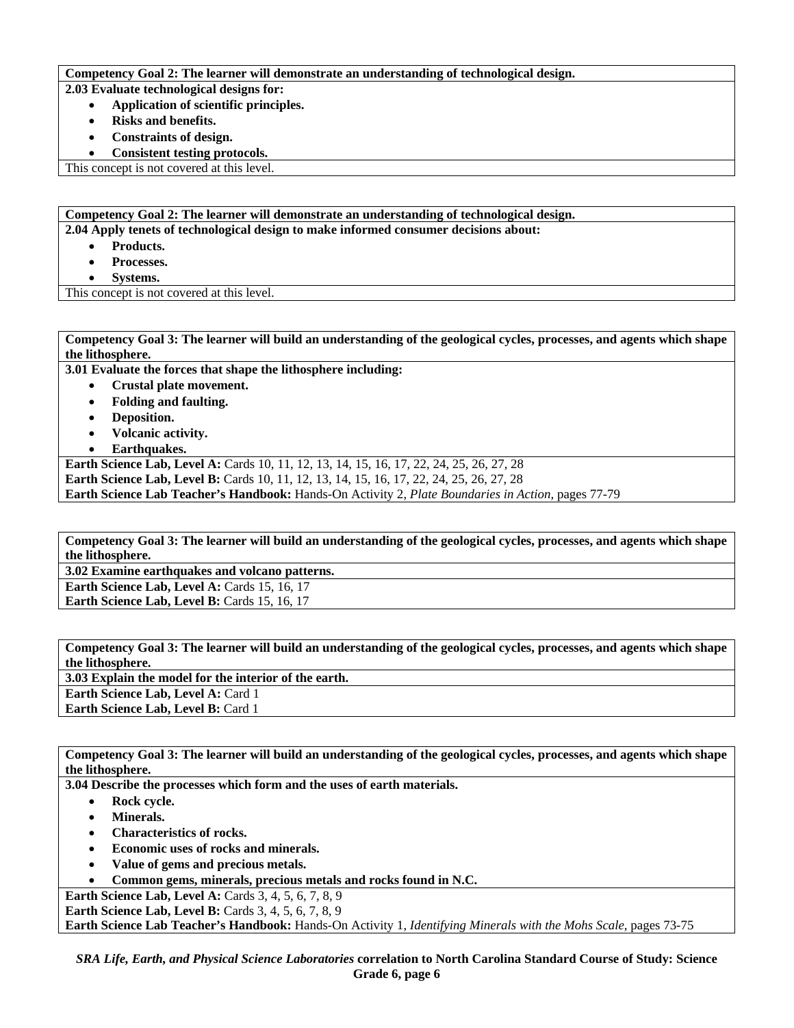**Competency Goal 2: The learner will demonstrate an understanding of technological design.**

**2.03 Evaluate technological designs for:**

- **Application of scientific principles.**
- **Risks and benefits.**
- **Constraints of design.**
- **Consistent testing protocols.**

This concept is not covered at this level.

**Competency Goal 2: The learner will demonstrate an understanding of technological design.**

**2.04 Apply tenets of technological design to make informed consumer decisions about:**

- **Products.**
- **Processes.**
- **Systems.**

This concept is not covered at this level.

**Competency Goal 3: The learner will build an understanding of the geological cycles, processes, and agents which shape the lithosphere.**

**3.01 Evaluate the forces that shape the lithosphere including:**

- **Crustal plate movement.**
- **Folding and faulting.**
- **Deposition.**
- **Volcanic activity.**
- **Earthquakes.**

**Earth Science Lab, Level A:** Cards 10, 11, 12, 13, 14, 15, 16, 17, 22, 24, 25, 26, 27, 28
**Earth Science Lab, Level B:** Cards 10, 11, 12, 13, 14, 15, 16, 17, 22, 24, 25, 26, 27, 28
**Earth Science Lab Teacher's Handbook:** Hands-On Activity 2, *Plate Boundaries in Action,* pages 77-79

**Competency Goal 3: The learner will build an understanding of the geological cycles, processes, and agents which shape the lithosphere.**

**3.02 Examine earthquakes and volcano patterns.**

**Earth Science Lab, Level A:** Cards 15, 16, 17
**Earth Science Lab, Level B:** Cards 15, 16, 17

**Competency Goal 3: The learner will build an understanding of the geological cycles, processes, and agents which shape the lithosphere.**

**3.03 Explain the model for the interior of the earth.**

**Earth Science Lab, Level A:** Card 1
**Earth Science Lab, Level B:** Card 1

**Competency Goal 3: The learner will build an understanding of the geological cycles, processes, and agents which shape the lithosphere.**

**3.04 Describe the processes which form and the uses of earth materials.**

- **Rock cycle.**
- **Minerals.**
- **Characteristics of rocks.**
- **Economic uses of rocks and minerals.**
- **Value of gems and precious metals.**
- **Common gems, minerals, precious metals and rocks found in N.C.**

**Earth Science Lab, Level A:** Cards 3, 4, 5, 6, 7, 8, 9
**Earth Science Lab, Level B:** Cards 3, 4, 5, 6, 7, 8, 9
**Earth Science Lab Teacher's Handbook:** Hands-On Activity 1, *Identifying Minerals with the Mohs Scale*, pages 73-75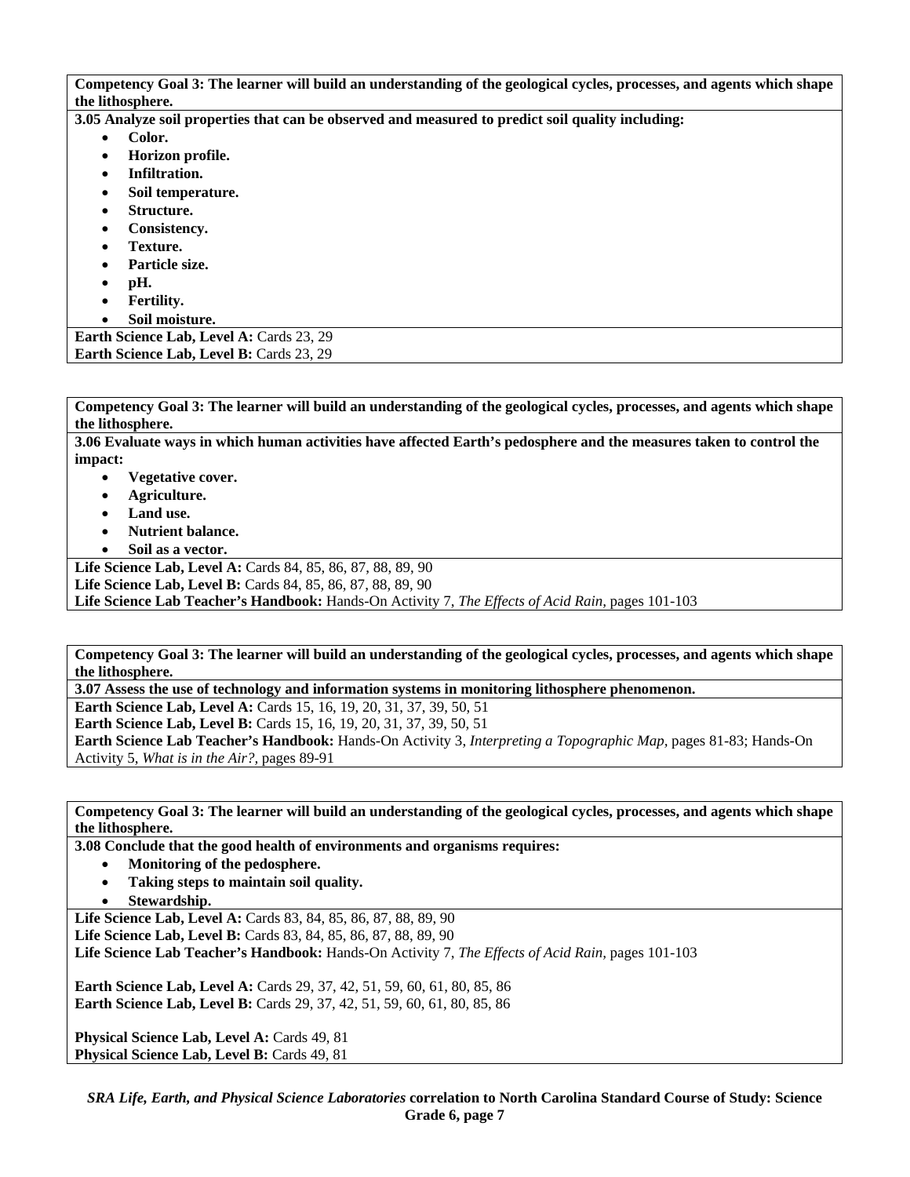**Competency Goal 3: The learner will build an understanding of the geological cycles, processes, and agents which shape the lithosphere.**

**3.05 Analyze soil properties that can be observed and measured to predict soil quality including:**

- **Color.**
- **Horizon profile.**
- **Infiltration.**
- **Soil temperature.**
- **Structure.**
- **Consistency.**
- **Texture.**
- **Particle size.**
- **pH.**
- **Fertility.**
- **Soil moisture.**

**Earth Science Lab, Level A:** Cards 23, 29
**Earth Science Lab, Level B:** Cards 23, 29

---

**Competency Goal 3: The learner will build an understanding of the geological cycles, processes, and agents which shape the lithosphere.**

**3.06 Evaluate ways in which human activities have affected Earth's pedosphere and the measures taken to control the impact:**

- **Vegetative cover.**
- **Agriculture.**
- **Land use.**
- **Nutrient balance.**
- **Soil as a vector.**

**Life Science Lab, Level A:** Cards 84, 85, 86, 87, 88, 89, 90
**Life Science Lab, Level B:** Cards 84, 85, 86, 87, 88, 89, 90
**Life Science Lab Teacher's Handbook:** Hands-On Activity 7, *The Effects of Acid Rain*, pages 101-103

---

**Competency Goal 3: The learner will build an understanding of the geological cycles, processes, and agents which shape the lithosphere.**

**3.07 Assess the use of technology and information systems in monitoring lithosphere phenomenon.**

**Earth Science Lab, Level A:** Cards 15, 16, 19, 20, 31, 37, 39, 50, 51
**Earth Science Lab, Level B:** Cards 15, 16, 19, 20, 31, 37, 39, 50, 51
**Earth Science Lab Teacher's Handbook:** Hands-On Activity 3, *Interpreting a Topographic Map*, pages 81-83; Hands-On Activity 5, *What is in the Air?*, pages 89-91

---

**Competency Goal 3: The learner will build an understanding of the geological cycles, processes, and agents which shape the lithosphere.**

**3.08 Conclude that the good health of environments and organisms requires:**

- **Monitoring of the pedosphere.**
- **Taking steps to maintain soil quality.**
- **Stewardship.**

**Life Science Lab, Level A:** Cards 83, 84, 85, 86, 87, 88, 89, 90
**Life Science Lab, Level B:** Cards 83, 84, 85, 86, 87, 88, 89, 90
**Life Science Lab Teacher's Handbook:** Hands-On Activity 7, *The Effects of Acid Rain*, pages 101-103

**Earth Science Lab, Level A:** Cards 29, 37, 42, 51, 59, 60, 61, 80, 85, 86
**Earth Science Lab, Level B:** Cards 29, 37, 42, 51, 59, 60, 61, 80, 85, 86

**Physical Science Lab, Level A:** Cards 49, 81
**Physical Science Lab, Level B:** Cards 49, 81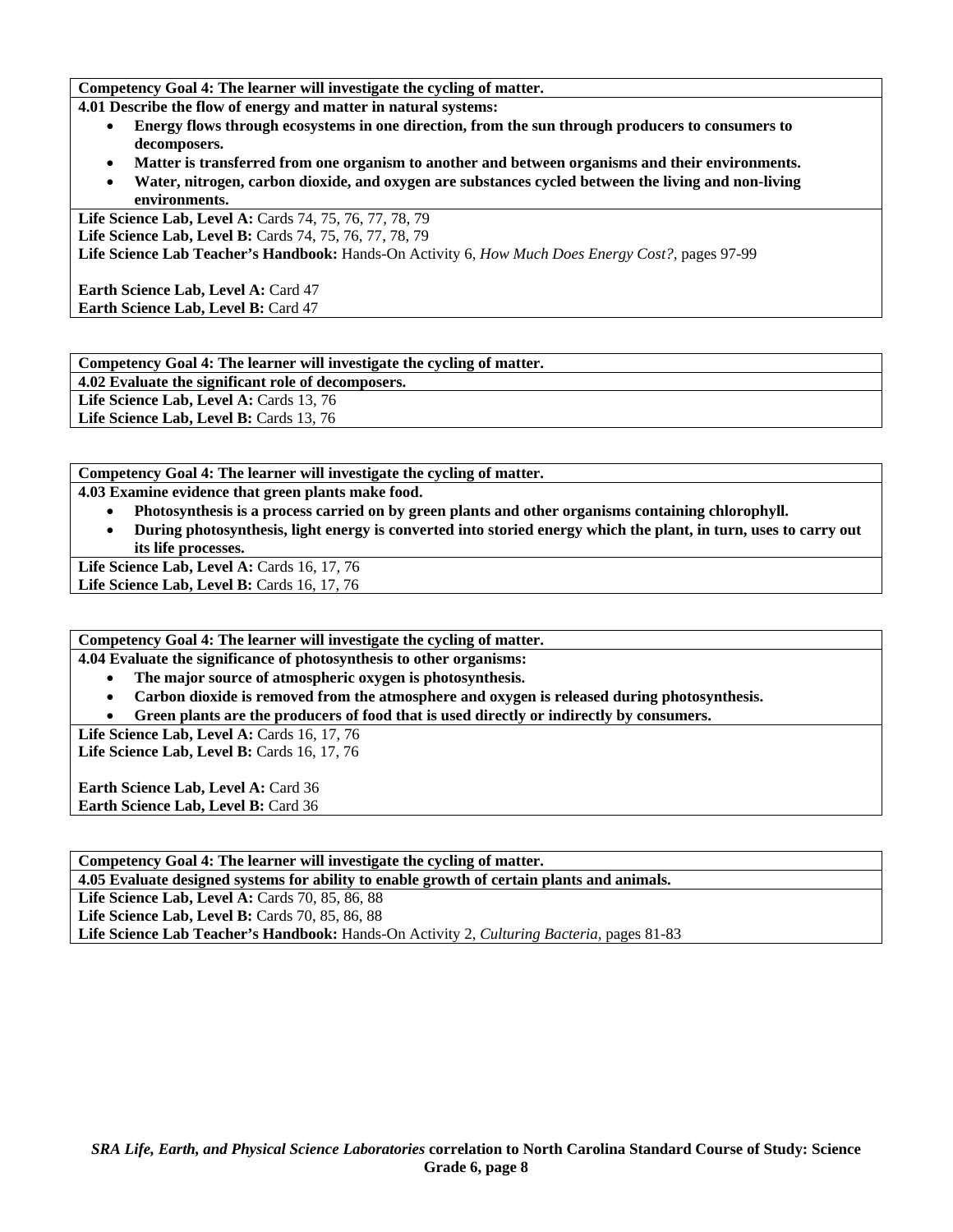**Competency Goal 4: The learner will investigate the cycling of matter.**

**4.01 Describe the flow of energy and matter in natural systems:**

- **Energy flows through ecosystems in one direction, from the sun through producers to consumers to decomposers.**
- **Matter is transferred from one organism to another and between organisms and their environments.**
- **Water, nitrogen, carbon dioxide, and oxygen are substances cycled between the living and non-living environments.**

**Life Science Lab, Level A:** Cards 74, 75, 76, 77, 78, 79
**Life Science Lab, Level B:** Cards 74, 75, 76, 77, 78, 79
**Life Science Lab Teacher's Handbook:** Hands-On Activity 6, *How Much Does Energy Cost?,* pages 97-99

**Earth Science Lab, Level A:** Card 47
**Earth Science Lab, Level B:** Card 47

**Competency Goal 4: The learner will investigate the cycling of matter.**

**4.02 Evaluate the significant role of decomposers.**

**Life Science Lab, Level A:** Cards 13, 76
**Life Science Lab, Level B:** Cards 13, 76

**Competency Goal 4: The learner will investigate the cycling of matter.**

**4.03 Examine evidence that green plants make food.**

- **Photosynthesis is a process carried on by green plants and other organisms containing chlorophyll.**
- **During photosynthesis, light energy is converted into storied energy which the plant, in turn, uses to carry out its life processes.**

**Life Science Lab, Level A:** Cards 16, 17, 76
**Life Science Lab, Level B:** Cards 16, 17, 76

**Competency Goal 4: The learner will investigate the cycling of matter.**

**4.04 Evaluate the significance of photosynthesis to other organisms:**

- **The major source of atmospheric oxygen is photosynthesis.**
- **Carbon dioxide is removed from the atmosphere and oxygen is released during photosynthesis.**
- **Green plants are the producers of food that is used directly or indirectly by consumers.**

**Life Science Lab, Level A:** Cards 16, 17, 76
**Life Science Lab, Level B:** Cards 16, 17, 76

**Earth Science Lab, Level A:** Card 36
**Earth Science Lab, Level B:** Card 36

**Competency Goal 4: The learner will investigate the cycling of matter.**

**4.05 Evaluate designed systems for ability to enable growth of certain plants and animals.**

**Life Science Lab, Level A:** Cards 70, 85, 86, 88
**Life Science Lab, Level B:** Cards 70, 85, 86, 88
**Life Science Lab Teacher's Handbook:** Hands-On Activity 2, *Culturing Bacteria,* pages 81-83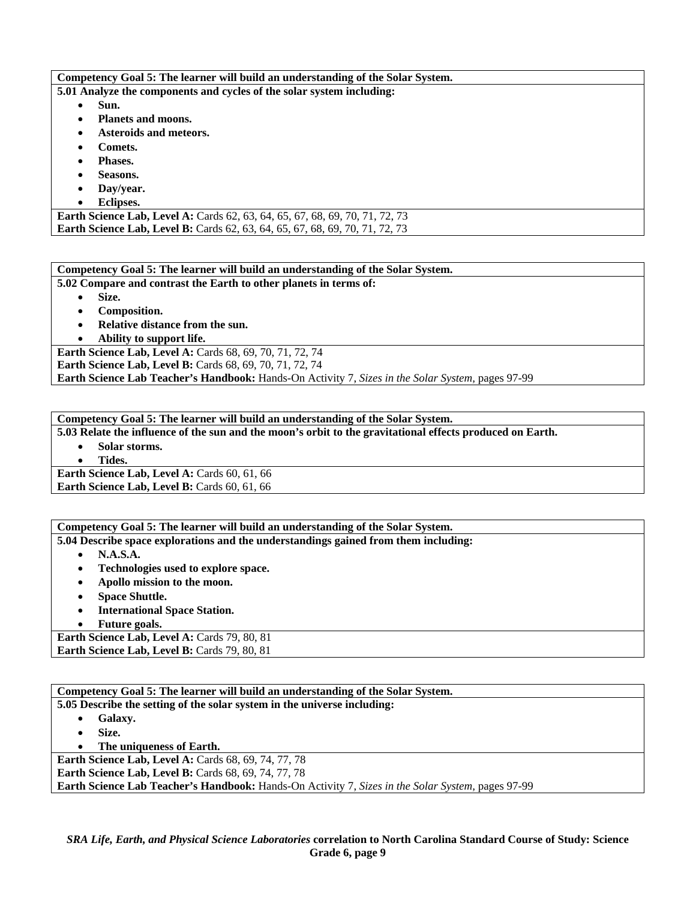**Competency Goal 5: The learner will build an understanding of the Solar System.**

**5.01 Analyze the components and cycles of the solar system including:**

- **Sun.**
- **Planets and moons.**
- **Asteroids and meteors.**
- **Comets.**
- **Phases.**
- **Seasons.**
- **Day/year.**
- **Eclipses.**

**Earth Science Lab, Level A:** Cards 62, 63, 64, 65, 67, 68, 69, 70, 71, 72, 73
**Earth Science Lab, Level B:** Cards 62, 63, 64, 65, 67, 68, 69, 70, 71, 72, 73

**Competency Goal 5: The learner will build an understanding of the Solar System.**

**5.02 Compare and contrast the Earth to other planets in terms of:**

- **Size.**
- **Composition.**
- **Relative distance from the sun.**
- **Ability to support life.**

**Earth Science Lab, Level A:** Cards 68, 69, 70, 71, 72, 74
**Earth Science Lab, Level B:** Cards 68, 69, 70, 71, 72, 74
**Earth Science Lab Teacher's Handbook:** Hands-On Activity 7, *Sizes in the Solar System,* pages 97-99

**Competency Goal 5: The learner will build an understanding of the Solar System.**

**5.03 Relate the influence of the sun and the moon's orbit to the gravitational effects produced on Earth.**

- **Solar storms.**
- **Tides.**

**Earth Science Lab, Level A:** Cards 60, 61, 66
**Earth Science Lab, Level B:** Cards 60, 61, 66

**Competency Goal 5: The learner will build an understanding of the Solar System.**

**5.04 Describe space explorations and the understandings gained from them including:**

- **N.A.S.A.**
- **Technologies used to explore space.**
- **Apollo mission to the moon.**
- **Space Shuttle.**
- **International Space Station.**
- **Future goals.**

**Earth Science Lab, Level A:** Cards 79, 80, 81
**Earth Science Lab, Level B:** Cards 79, 80, 81

**Competency Goal 5: The learner will build an understanding of the Solar System.**

**5.05 Describe the setting of the solar system in the universe including:**

- **Galaxy.**
- **Size.**
- **The uniqueness of Earth.**

**Earth Science Lab, Level A:** Cards 68, 69, 74, 77, 78
**Earth Science Lab, Level B:** Cards 68, 69, 74, 77, 78
**Earth Science Lab Teacher's Handbook:** Hands-On Activity 7, *Sizes in the Solar System,* pages 97-99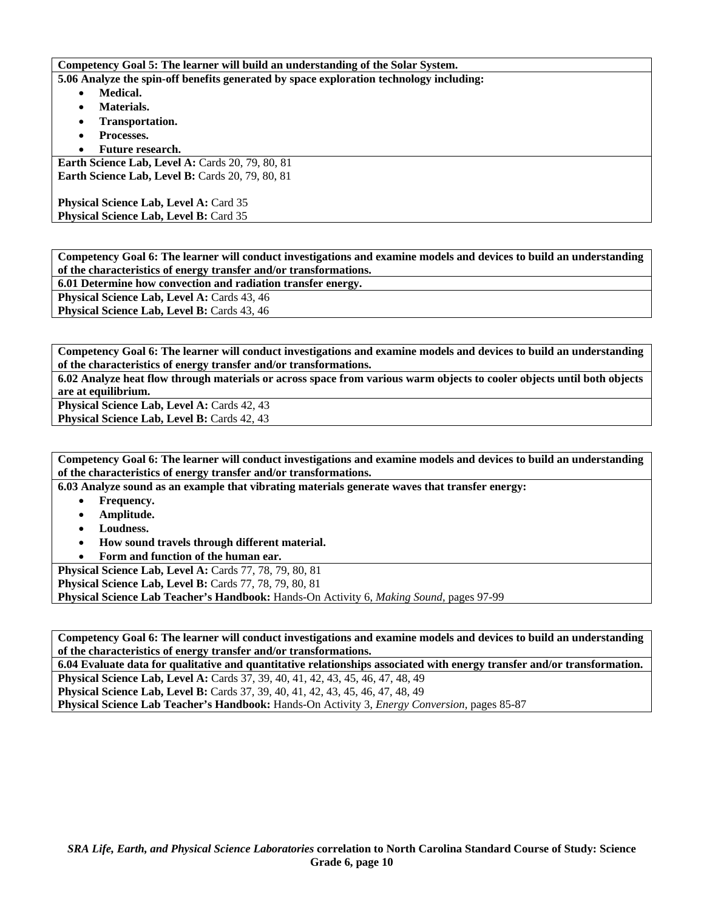**Competency Goal 5: The learner will build an understanding of the Solar System.**

**5.06 Analyze the spin-off benefits generated by space exploration technology including:**

- **Medical.**
- **Materials.**
- **Transportation.**
- **Processes.**
- **Future research.**

**Earth Science Lab, Level A:** Cards 20, 79, 80, 81
**Earth Science Lab, Level B:** Cards 20, 79, 80, 81

**Physical Science Lab, Level A:** Card 35
**Physical Science Lab, Level B:** Card 35

**Competency Goal 6: The learner will conduct investigations and examine models and devices to build an understanding of the characteristics of energy transfer and/or transformations.**

**6.01 Determine how convection and radiation transfer energy.**

**Physical Science Lab, Level A:** Cards 43, 46
**Physical Science Lab, Level B:** Cards 43, 46

**Competency Goal 6: The learner will conduct investigations and examine models and devices to build an understanding of the characteristics of energy transfer and/or transformations.**

**6.02 Analyze heat flow through materials or across space from various warm objects to cooler objects until both objects are at equilibrium.**

**Physical Science Lab, Level A:** Cards 42, 43
**Physical Science Lab, Level B:** Cards 42, 43

**Competency Goal 6: The learner will conduct investigations and examine models and devices to build an understanding of the characteristics of energy transfer and/or transformations.**

**6.03 Analyze sound as an example that vibrating materials generate waves that transfer energy:**

- **Frequency.**
- **Amplitude.**
- **Loudness.**
- **How sound travels through different material.**
- **Form and function of the human ear.**

**Physical Science Lab, Level A:** Cards 77, 78, 79, 80, 81
**Physical Science Lab, Level B:** Cards 77, 78, 79, 80, 81
**Physical Science Lab Teacher's Handbook:** Hands-On Activity 6, *Making Sound,* pages 97-99

**Competency Goal 6: The learner will conduct investigations and examine models and devices to build an understanding of the characteristics of energy transfer and/or transformations.**

**6.04 Evaluate data for qualitative and quantitative relationships associated with energy transfer and/or transformation.**

**Physical Science Lab, Level A:** Cards 37, 39, 40, 41, 42, 43, 45, 46, 47, 48, 49
**Physical Science Lab, Level B:** Cards 37, 39, 40, 41, 42, 43, 45, 46, 47, 48, 49
**Physical Science Lab Teacher's Handbook:** Hands-On Activity 3, *Energy Conversion,* pages 85-87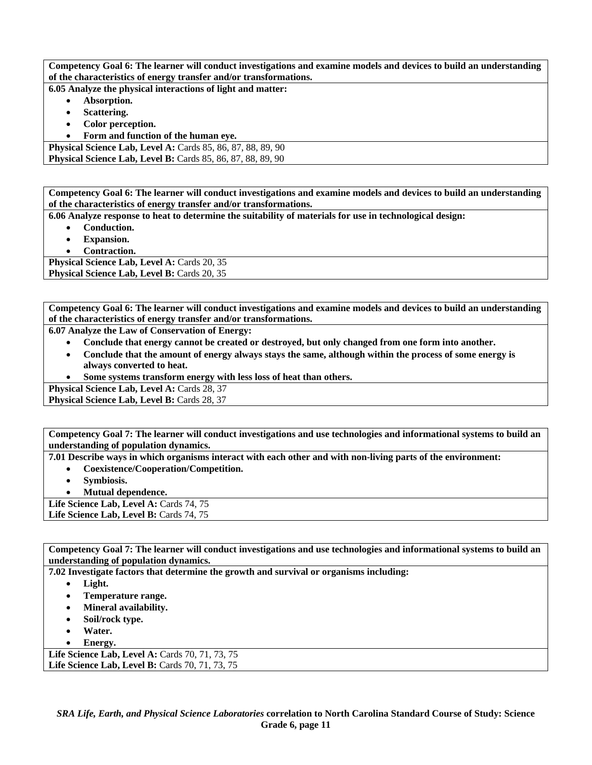**Competency Goal 6: The learner will conduct investigations and examine models and devices to build an understanding of the characteristics of energy transfer and/or transformations.**

**6.05 Analyze the physical interactions of light and matter:**

- **Absorption.**
- **Scattering.**
- **Color perception.**
- **Form and function of the human eye.**

**Physical Science Lab, Level A:** Cards 85, 86, 87, 88, 89, 90
**Physical Science Lab, Level B:** Cards 85, 86, 87, 88, 89, 90

---

**Competency Goal 6: The learner will conduct investigations and examine models and devices to build an understanding of the characteristics of energy transfer and/or transformations.**

**6.06 Analyze response to heat to determine the suitability of materials for use in technological design:**

- **Conduction.**
- **Expansion.**
- **Contraction.**

**Physical Science Lab, Level A:** Cards 20, 35
**Physical Science Lab, Level B:** Cards 20, 35

---

**Competency Goal 6: The learner will conduct investigations and examine models and devices to build an understanding of the characteristics of energy transfer and/or transformations.**

**6.07 Analyze the Law of Conservation of Energy:**

- **Conclude that energy cannot be created or destroyed, but only changed from one form into another.**
- **Conclude that the amount of energy always stays the same, although within the process of some energy is always converted to heat.**
- **Some systems transform energy with less loss of heat than others.**

**Physical Science Lab, Level A:** Cards 28, 37
**Physical Science Lab, Level B:** Cards 28, 37

---

**Competency Goal 7: The learner will conduct investigations and use technologies and informational systems to build an understanding of population dynamics.**

**7.01 Describe ways in which organisms interact with each other and with non-living parts of the environment:**

- **Coexistence/Cooperation/Competition.**
- **Symbiosis.**
- **Mutual dependence.**

**Life Science Lab, Level A:** Cards 74, 75
**Life Science Lab, Level B:** Cards 74, 75

---

**Competency Goal 7: The learner will conduct investigations and use technologies and informational systems to build an understanding of population dynamics.**

**7.02 Investigate factors that determine the growth and survival or organisms including:**

- **Light.**
- **Temperature range.**
- **Mineral availability.**
- **Soil/rock type.**
- **Water.**
- **Energy.**

**Life Science Lab, Level A:** Cards 70, 71, 73, 75
**Life Science Lab, Level B:** Cards 70, 71, 73, 75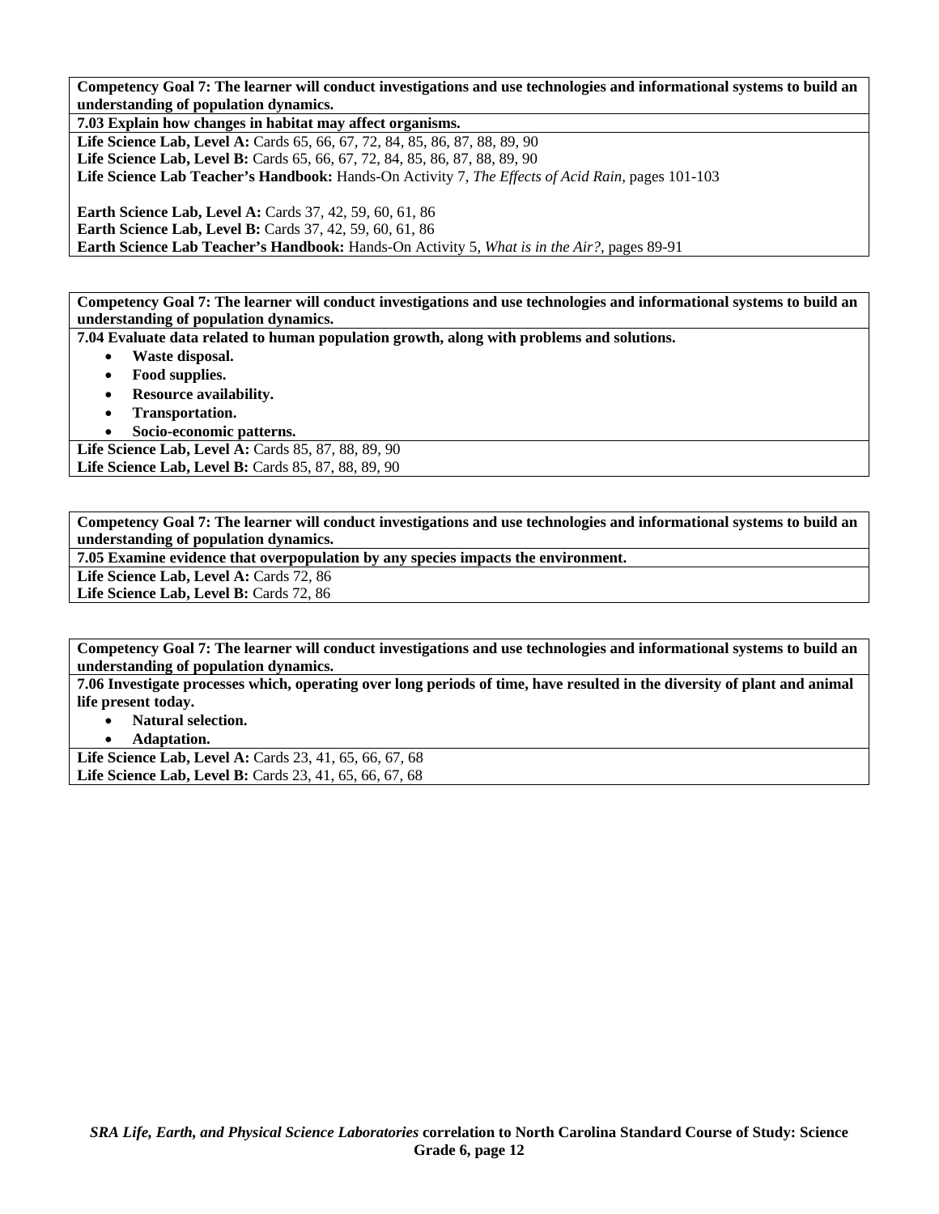**Competency Goal 7: The learner will conduct investigations and use technologies and informational systems to build an understanding of population dynamics.**

**7.03 Explain how changes in habitat may affect organisms.**

**Life Science Lab, Level A:** Cards 65, 66, 67, 72, 84, 85, 86, 87, 88, 89, 90
**Life Science Lab, Level B:** Cards 65, 66, 67, 72, 84, 85, 86, 87, 88, 89, 90
**Life Science Lab Teacher's Handbook:** Hands-On Activity 7, *The Effects of Acid Rain,* pages 101-103

**Earth Science Lab, Level A:** Cards 37, 42, 59, 60, 61, 86
**Earth Science Lab, Level B:** Cards 37, 42, 59, 60, 61, 86
**Earth Science Lab Teacher's Handbook:** Hands-On Activity 5, *What is in the Air?,* pages 89-91

**Competency Goal 7: The learner will conduct investigations and use technologies and informational systems to build an understanding of population dynamics.**

**7.04 Evaluate data related to human population growth, along with problems and solutions.**

- **Waste disposal.**
- **Food supplies.**
- **Resource availability.**
- **Transportation.**
- **Socio-economic patterns.**

**Life Science Lab, Level A:** Cards 85, 87, 88, 89, 90
**Life Science Lab, Level B:** Cards 85, 87, 88, 89, 90

**Competency Goal 7: The learner will conduct investigations and use technologies and informational systems to build an understanding of population dynamics.**

**7.05 Examine evidence that overpopulation by any species impacts the environment.**

**Life Science Lab, Level A:** Cards 72, 86
**Life Science Lab, Level B:** Cards 72, 86

**Competency Goal 7: The learner will conduct investigations and use technologies and informational systems to build an understanding of population dynamics.**

**7.06 Investigate processes which, operating over long periods of time, have resulted in the diversity of plant and animal life present today.**

- **Natural selection.**
- **Adaptation.**

**Life Science Lab, Level A:** Cards 23, 41, 65, 66, 67, 68
**Life Science Lab, Level B:** Cards 23, 41, 65, 66, 67, 68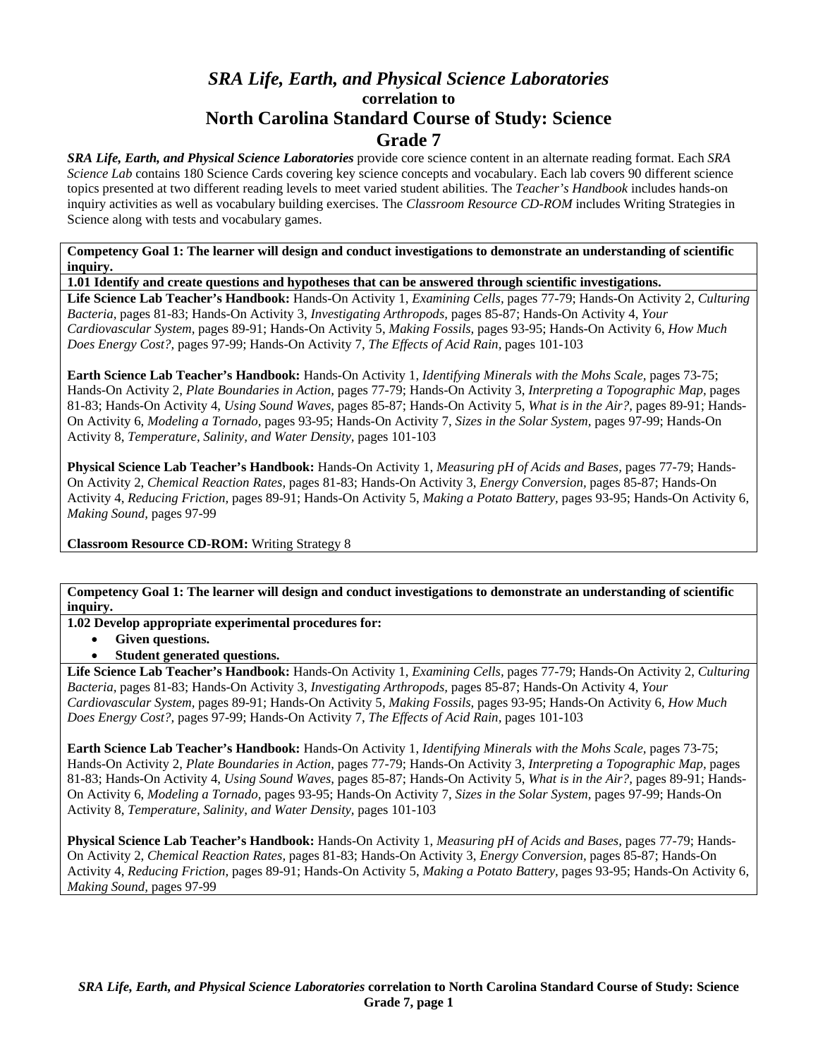# *SRA Life, Earth, and Physical Science Laboratories*
## correlation to
# North Carolina Standard Course of Study: Science
# Grade 7

***SRA Life, Earth, and Physical Science Laboratories*** provide core science content in an alternate reading format. Each *SRA Science Lab* contains 180 Science Cards covering key science concepts and vocabulary. Each lab covers 90 different science topics presented at two different reading levels to meet varied student abilities. The *Teacher's Handbook* includes hands-on inquiry activities as well as vocabulary building exercises. The *Classroom Resource CD-ROM* includes Writing Strategies in Science along with tests and vocabulary games.

**Competency Goal 1: The learner will design and conduct investigations to demonstrate an understanding of scientific inquiry.**

**1.01 Identify and create questions and hypotheses that can be answered through scientific investigations.**

**Life Science Lab Teacher's Handbook:** Hands-On Activity 1, *Examining Cells,* pages 77-79; Hands-On Activity 2, *Culturing Bacteria,* pages 81-83; Hands-On Activity 3, *Investigating Arthropods,* pages 85-87; Hands-On Activity 4, *Your Cardiovascular System,* pages 89-91; Hands-On Activity 5, *Making Fossils,* pages 93-95; Hands-On Activity 6, *How Much Does Energy Cost?,* pages 97-99; Hands-On Activity 7, *The Effects of Acid Rain,* pages 101-103

**Earth Science Lab Teacher's Handbook:** Hands-On Activity 1, *Identifying Minerals with the Mohs Scale,* pages 73-75; Hands-On Activity 2, *Plate Boundaries in Action,* pages 77-79; Hands-On Activity 3, *Interpreting a Topographic Map,* pages 81-83; Hands-On Activity 4, *Using Sound Waves,* pages 85-87; Hands-On Activity 5, *What is in the Air?,* pages 89-91; Hands-On Activity 6, *Modeling a Tornado,* pages 93-95; Hands-On Activity 7, *Sizes in the Solar System,* pages 97-99; Hands-On Activity 8, *Temperature, Salinity, and Water Density,* pages 101-103

**Physical Science Lab Teacher's Handbook:** Hands-On Activity 1, *Measuring pH of Acids and Bases,* pages 77-79; Hands-On Activity 2, *Chemical Reaction Rates,* pages 81-83; Hands-On Activity 3, *Energy Conversion,* pages 85-87; Hands-On Activity 4, *Reducing Friction,* pages 89-91; Hands-On Activity 5, *Making a Potato Battery,* pages 93-95; Hands-On Activity 6, *Making Sound,* pages 97-99

**Classroom Resource CD-ROM:** Writing Strategy 8

**Competency Goal 1: The learner will design and conduct investigations to demonstrate an understanding of scientific inquiry.**

**1.02 Develop appropriate experimental procedures for:**

- **Given questions.**
- **Student generated questions.**

**Life Science Lab Teacher's Handbook:** Hands-On Activity 1, *Examining Cells,* pages 77-79; Hands-On Activity 2, *Culturing Bacteria,* pages 81-83; Hands-On Activity 3, *Investigating Arthropods,* pages 85-87; Hands-On Activity 4, *Your Cardiovascular System,* pages 89-91; Hands-On Activity 5, *Making Fossils,* pages 93-95; Hands-On Activity 6, *How Much Does Energy Cost?,* pages 97-99; Hands-On Activity 7, *The Effects of Acid Rain,* pages 101-103

**Earth Science Lab Teacher's Handbook:** Hands-On Activity 1, *Identifying Minerals with the Mohs Scale,* pages 73-75; Hands-On Activity 2, *Plate Boundaries in Action,* pages 77-79; Hands-On Activity 3, *Interpreting a Topographic Map,* pages 81-83; Hands-On Activity 4, *Using Sound Waves,* pages 85-87; Hands-On Activity 5, *What is in the Air?,* pages 89-91; Hands-On Activity 6, *Modeling a Tornado,* pages 93-95; Hands-On Activity 7, *Sizes in the Solar System,* pages 97-99; Hands-On Activity 8, *Temperature, Salinity, and Water Density,* pages 101-103

**Physical Science Lab Teacher's Handbook:** Hands-On Activity 1, *Measuring pH of Acids and Bases,* pages 77-79; Hands-On Activity 2, *Chemical Reaction Rates,* pages 81-83; Hands-On Activity 3, *Energy Conversion,* pages 85-87; Hands-On Activity 4, *Reducing Friction,* pages 89-91; Hands-On Activity 5, *Making a Potato Battery,* pages 93-95; Hands-On Activity 6, *Making Sound,* pages 97-99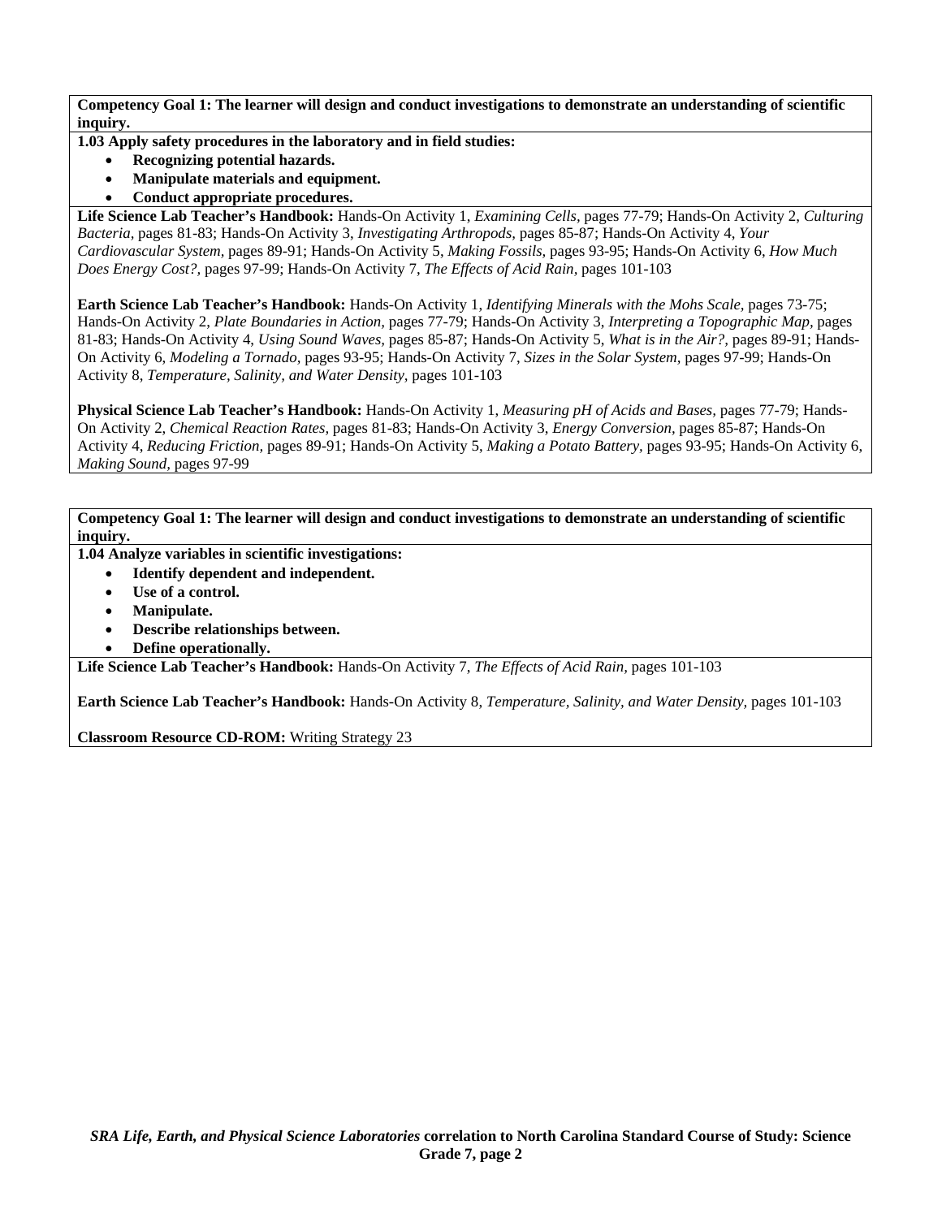**Competency Goal 1: The learner will design and conduct investigations to demonstrate an understanding of scientific inquiry.**

**1.03 Apply safety procedures in the laboratory and in field studies:**

- **Recognizing potential hazards.**
- **Manipulate materials and equipment.**
- **Conduct appropriate procedures.**

**Life Science Lab Teacher's Handbook:** Hands-On Activity 1, *Examining Cells,* pages 77-79; Hands-On Activity 2, *Culturing Bacteria,* pages 81-83; Hands-On Activity 3, *Investigating Arthropods,* pages 85-87; Hands-On Activity 4, *Your Cardiovascular System,* pages 89-91; Hands-On Activity 5, *Making Fossils,* pages 93-95; Hands-On Activity 6, *How Much Does Energy Cost?,* pages 97-99; Hands-On Activity 7, *The Effects of Acid Rain,* pages 101-103

**Earth Science Lab Teacher's Handbook:** Hands-On Activity 1, *Identifying Minerals with the Mohs Scale,* pages 73-75; Hands-On Activity 2, *Plate Boundaries in Action,* pages 77-79; Hands-On Activity 3, *Interpreting a Topographic Map,* pages 81-83; Hands-On Activity 4, *Using Sound Waves,* pages 85-87; Hands-On Activity 5, *What is in the Air?,* pages 89-91; Hands-On Activity 6, *Modeling a Tornado,* pages 93-95; Hands-On Activity 7, *Sizes in the Solar System,* pages 97-99; Hands-On Activity 8, *Temperature, Salinity, and Water Density,* pages 101-103

**Physical Science Lab Teacher's Handbook:** Hands-On Activity 1, *Measuring pH of Acids and Bases,* pages 77-79; Hands-On Activity 2, *Chemical Reaction Rates,* pages 81-83; Hands-On Activity 3, *Energy Conversion,* pages 85-87; Hands-On Activity 4, *Reducing Friction,* pages 89-91; Hands-On Activity 5, *Making a Potato Battery,* pages 93-95; Hands-On Activity 6, *Making Sound,* pages 97-99

**Competency Goal 1: The learner will design and conduct investigations to demonstrate an understanding of scientific inquiry.**

**1.04 Analyze variables in scientific investigations:**

- **Identify dependent and independent.**
- **Use of a control.**
- **Manipulate.**
- **Describe relationships between.**
- **Define operationally.**

**Life Science Lab Teacher's Handbook:** Hands-On Activity 7, *The Effects of Acid Rain,* pages 101-103

**Earth Science Lab Teacher's Handbook:** Hands-On Activity 8, *Temperature, Salinity, and Water Density,* pages 101-103

**Classroom Resource CD-ROM:** Writing Strategy 23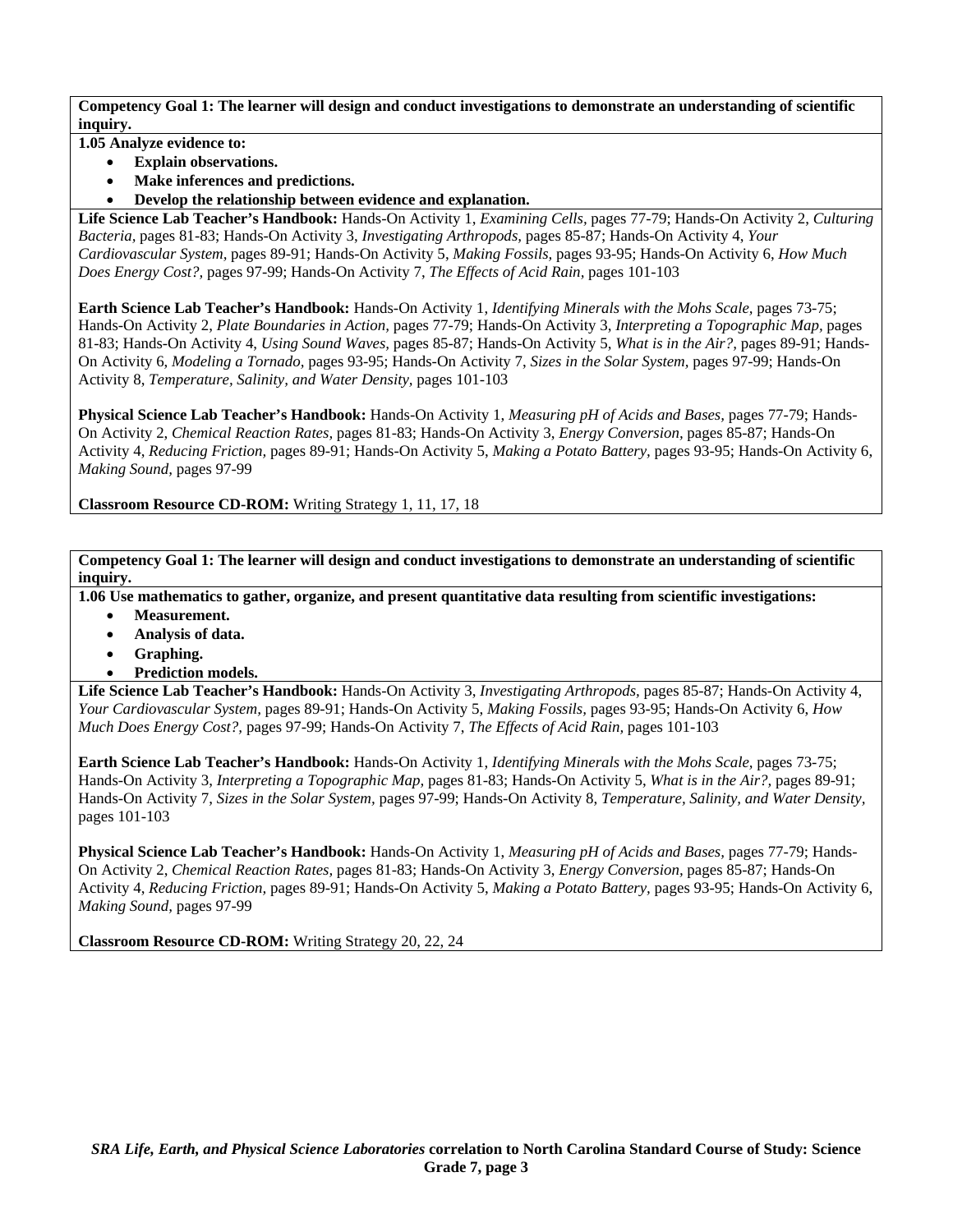**Competency Goal 1: The learner will design and conduct investigations to demonstrate an understanding of scientific inquiry.**

**1.05 Analyze evidence to:**

- **Explain observations.**
- **Make inferences and predictions.**
- **Develop the relationship between evidence and explanation.**

**Life Science Lab Teacher's Handbook:** Hands-On Activity 1, *Examining Cells,* pages 77-79; Hands-On Activity 2, *Culturing Bacteria,* pages 81-83; Hands-On Activity 3, *Investigating Arthropods,* pages 85-87; Hands-On Activity 4, *Your Cardiovascular System,* pages 89-91; Hands-On Activity 5, *Making Fossils,* pages 93-95; Hands-On Activity 6, *How Much Does Energy Cost?,* pages 97-99; Hands-On Activity 7, *The Effects of Acid Rain,* pages 101-103

**Earth Science Lab Teacher's Handbook:** Hands-On Activity 1, *Identifying Minerals with the Mohs Scale,* pages 73-75; Hands-On Activity 2, *Plate Boundaries in Action,* pages 77-79; Hands-On Activity 3, *Interpreting a Topographic Map,* pages 81-83; Hands-On Activity 4, *Using Sound Waves,* pages 85-87; Hands-On Activity 5, *What is in the Air?,* pages 89-91; Hands-On Activity 6, *Modeling a Tornado,* pages 93-95; Hands-On Activity 7, *Sizes in the Solar System,* pages 97-99; Hands-On Activity 8, *Temperature, Salinity, and Water Density,* pages 101-103

**Physical Science Lab Teacher's Handbook:** Hands-On Activity 1, *Measuring pH of Acids and Bases,* pages 77-79; Hands-On Activity 2, *Chemical Reaction Rates,* pages 81-83; Hands-On Activity 3, *Energy Conversion,* pages 85-87; Hands-On Activity 4, *Reducing Friction,* pages 89-91; Hands-On Activity 5, *Making a Potato Battery,* pages 93-95; Hands-On Activity 6, *Making Sound,* pages 97-99

**Classroom Resource CD-ROM:** Writing Strategy 1, 11, 17, 18

**Competency Goal 1: The learner will design and conduct investigations to demonstrate an understanding of scientific inquiry.**

**1.06 Use mathematics to gather, organize, and present quantitative data resulting from scientific investigations:**

- **Measurement.**
- **Analysis of data.**
- **Graphing.**
- **Prediction models.**

**Life Science Lab Teacher's Handbook:** Hands-On Activity 3, *Investigating Arthropods,* pages 85-87; Hands-On Activity 4, *Your Cardiovascular System,* pages 89-91; Hands-On Activity 5, *Making Fossils,* pages 93-95; Hands-On Activity 6, *How Much Does Energy Cost?,* pages 97-99; Hands-On Activity 7, *The Effects of Acid Rain,* pages 101-103

**Earth Science Lab Teacher's Handbook:** Hands-On Activity 1, *Identifying Minerals with the Mohs Scale,* pages 73-75; Hands-On Activity 3, *Interpreting a Topographic Map,* pages 81-83; Hands-On Activity 5, *What is in the Air?,* pages 89-91; Hands-On Activity 7, *Sizes in the Solar System,* pages 97-99; Hands-On Activity 8, *Temperature, Salinity, and Water Density,* pages 101-103

**Physical Science Lab Teacher's Handbook:** Hands-On Activity 1, *Measuring pH of Acids and Bases,* pages 77-79; Hands-On Activity 2, *Chemical Reaction Rates,* pages 81-83; Hands-On Activity 3, *Energy Conversion,* pages 85-87; Hands-On Activity 4, *Reducing Friction,* pages 89-91; Hands-On Activity 5, *Making a Potato Battery,* pages 93-95; Hands-On Activity 6, *Making Sound,* pages 97-99

**Classroom Resource CD-ROM:** Writing Strategy 20, 22, 24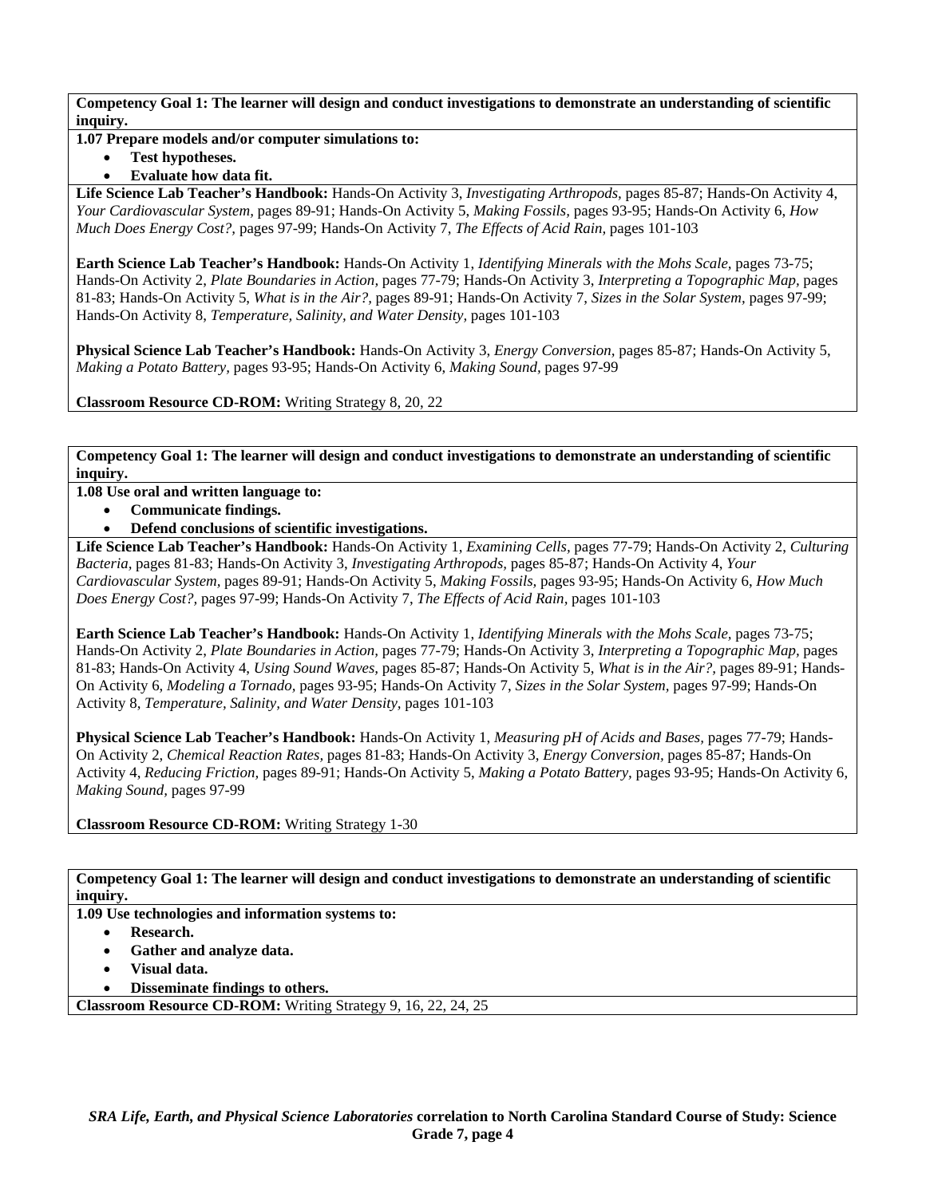**Competency Goal 1: The learner will design and conduct investigations to demonstrate an understanding of scientific inquiry.**

**1.07 Prepare models and/or computer simulations to:**

- **Test hypotheses.**
- **Evaluate how data fit.**

**Life Science Lab Teacher's Handbook:** Hands-On Activity 3, *Investigating Arthropods,* pages 85-87; Hands-On Activity 4, *Your Cardiovascular System,* pages 89-91; Hands-On Activity 5, *Making Fossils,* pages 93-95; Hands-On Activity 6, *How Much Does Energy Cost?,* pages 97-99; Hands-On Activity 7, *The Effects of Acid Rain,* pages 101-103

**Earth Science Lab Teacher's Handbook:** Hands-On Activity 1, *Identifying Minerals with the Mohs Scale,* pages 73-75; Hands-On Activity 2, *Plate Boundaries in Action,* pages 77-79; Hands-On Activity 3, *Interpreting a Topographic Map,* pages 81-83; Hands-On Activity 5, *What is in the Air?,* pages 89-91; Hands-On Activity 7, *Sizes in the Solar System,* pages 97-99; Hands-On Activity 8, *Temperature, Salinity, and Water Density,* pages 101-103

**Physical Science Lab Teacher's Handbook:** Hands-On Activity 3, *Energy Conversion,* pages 85-87; Hands-On Activity 5, *Making a Potato Battery,* pages 93-95; Hands-On Activity 6, *Making Sound,* pages 97-99

**Classroom Resource CD-ROM:** Writing Strategy 8, 20, 22

**Competency Goal 1: The learner will design and conduct investigations to demonstrate an understanding of scientific inquiry.**

**1.08 Use oral and written language to:**

- **Communicate findings.**
- **Defend conclusions of scientific investigations.**

**Life Science Lab Teacher's Handbook:** Hands-On Activity 1, *Examining Cells,* pages 77-79; Hands-On Activity 2, *Culturing Bacteria,* pages 81-83; Hands-On Activity 3, *Investigating Arthropods,* pages 85-87; Hands-On Activity 4, *Your Cardiovascular System,* pages 89-91; Hands-On Activity 5, *Making Fossils,* pages 93-95; Hands-On Activity 6, *How Much Does Energy Cost?,* pages 97-99; Hands-On Activity 7, *The Effects of Acid Rain,* pages 101-103

**Earth Science Lab Teacher's Handbook:** Hands-On Activity 1, *Identifying Minerals with the Mohs Scale,* pages 73-75; Hands-On Activity 2, *Plate Boundaries in Action,* pages 77-79; Hands-On Activity 3, *Interpreting a Topographic Map,* pages 81-83; Hands-On Activity 4, *Using Sound Waves,* pages 85-87; Hands-On Activity 5, *What is in the Air?,* pages 89-91; Hands-On Activity 6, *Modeling a Tornado,* pages 93-95; Hands-On Activity 7, *Sizes in the Solar System,* pages 97-99; Hands-On Activity 8, *Temperature, Salinity, and Water Density,* pages 101-103

**Physical Science Lab Teacher's Handbook:** Hands-On Activity 1, *Measuring pH of Acids and Bases,* pages 77-79; Hands-On Activity 2, *Chemical Reaction Rates,* pages 81-83; Hands-On Activity 3, *Energy Conversion,* pages 85-87; Hands-On Activity 4, *Reducing Friction,* pages 89-91; Hands-On Activity 5, *Making a Potato Battery,* pages 93-95; Hands-On Activity 6, *Making Sound,* pages 97-99

**Classroom Resource CD-ROM:** Writing Strategy 1-30

**Competency Goal 1: The learner will design and conduct investigations to demonstrate an understanding of scientific inquiry.**

**1.09 Use technologies and information systems to:**

- **Research.**
- **Gather and analyze data.**
- **Visual data.**
- **Disseminate findings to others.**

**Classroom Resource CD-ROM:** Writing Strategy 9, 16, 22, 24, 25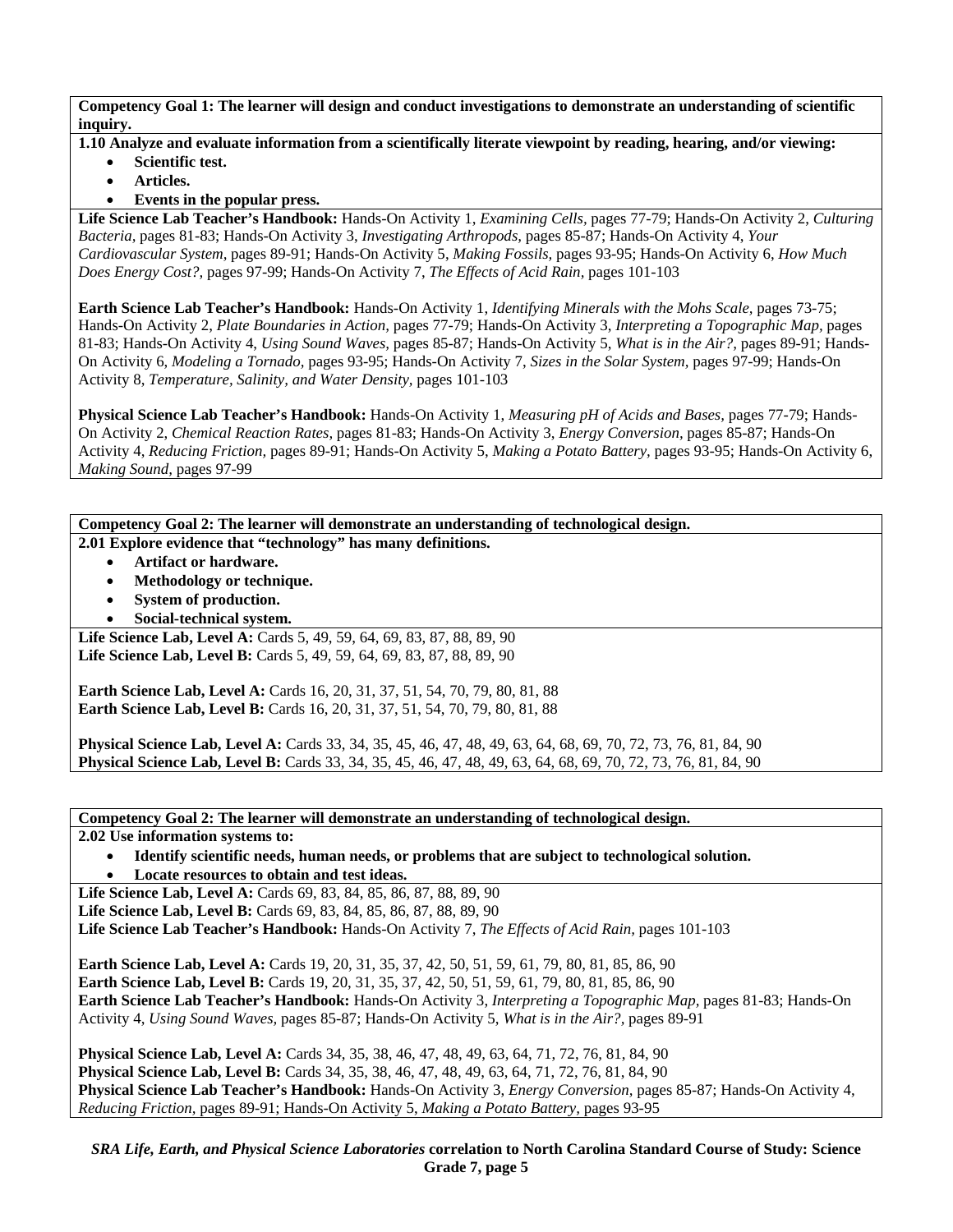**Competency Goal 1: The learner will design and conduct investigations to demonstrate an understanding of scientific inquiry.**

**1.10 Analyze and evaluate information from a scientifically literate viewpoint by reading, hearing, and/or viewing:**

- **Scientific test.**
- **Articles.**
- **Events in the popular press.**

**Life Science Lab Teacher's Handbook:** Hands-On Activity 1, *Examining Cells,* pages 77-79; Hands-On Activity 2, *Culturing Bacteria,* pages 81-83; Hands-On Activity 3, *Investigating Arthropods,* pages 85-87; Hands-On Activity 4, *Your Cardiovascular System,* pages 89-91; Hands-On Activity 5, *Making Fossils,* pages 93-95; Hands-On Activity 6, *How Much Does Energy Cost?,* pages 97-99; Hands-On Activity 7, *The Effects of Acid Rain,* pages 101-103

**Earth Science Lab Teacher's Handbook:** Hands-On Activity 1, *Identifying Minerals with the Mohs Scale,* pages 73-75; Hands-On Activity 2, *Plate Boundaries in Action,* pages 77-79; Hands-On Activity 3, *Interpreting a Topographic Map,* pages 81-83; Hands-On Activity 4, *Using Sound Waves,* pages 85-87; Hands-On Activity 5, *What is in the Air?,* pages 89-91; Hands-On Activity 6, *Modeling a Tornado,* pages 93-95; Hands-On Activity 7, *Sizes in the Solar System,* pages 97-99; Hands-On Activity 8, *Temperature, Salinity, and Water Density,* pages 101-103

**Physical Science Lab Teacher's Handbook:** Hands-On Activity 1, *Measuring pH of Acids and Bases,* pages 77-79; Hands-On Activity 2, *Chemical Reaction Rates,* pages 81-83; Hands-On Activity 3, *Energy Conversion,* pages 85-87; Hands-On Activity 4, *Reducing Friction,* pages 89-91; Hands-On Activity 5, *Making a Potato Battery,* pages 93-95; Hands-On Activity 6, *Making Sound,* pages 97-99

**Competency Goal 2: The learner will demonstrate an understanding of technological design.**

**2.01 Explore evidence that "technology" has many definitions.**

- **Artifact or hardware.**
- **Methodology or technique.**
- **System of production.**
- **Social-technical system.**

**Life Science Lab, Level A:** Cards 5, 49, 59, 64, 69, 83, 87, 88, 89, 90
**Life Science Lab, Level B:** Cards 5, 49, 59, 64, 69, 83, 87, 88, 89, 90

**Earth Science Lab, Level A:** Cards 16, 20, 31, 37, 51, 54, 70, 79, 80, 81, 88
**Earth Science Lab, Level B:** Cards 16, 20, 31, 37, 51, 54, 70, 79, 80, 81, 88

**Physical Science Lab, Level A:** Cards 33, 34, 35, 45, 46, 47, 48, 49, 63, 64, 68, 69, 70, 72, 73, 76, 81, 84, 90
**Physical Science Lab, Level B:** Cards 33, 34, 35, 45, 46, 47, 48, 49, 63, 64, 68, 69, 70, 72, 73, 76, 81, 84, 90

**Competency Goal 2: The learner will demonstrate an understanding of technological design.**

**2.02 Use information systems to:**

- **Identify scientific needs, human needs, or problems that are subject to technological solution.**
- **Locate resources to obtain and test ideas.**

**Life Science Lab, Level A:** Cards 69, 83, 84, 85, 86, 87, 88, 89, 90
**Life Science Lab, Level B:** Cards 69, 83, 84, 85, 86, 87, 88, 89, 90
**Life Science Lab Teacher's Handbook:** Hands-On Activity 7, *The Effects of Acid Rain,* pages 101-103

**Earth Science Lab, Level A:** Cards 19, 20, 31, 35, 37, 42, 50, 51, 59, 61, 79, 80, 81, 85, 86, 90
**Earth Science Lab, Level B:** Cards 19, 20, 31, 35, 37, 42, 50, 51, 59, 61, 79, 80, 81, 85, 86, 90
**Earth Science Lab Teacher's Handbook:** Hands-On Activity 3, *Interpreting a Topographic Map,* pages 81-83; Hands-On Activity 4, *Using Sound Waves,* pages 85-87; Hands-On Activity 5, *What is in the Air?,* pages 89-91

**Physical Science Lab, Level A:** Cards 34, 35, 38, 46, 47, 48, 49, 63, 64, 71, 72, 76, 81, 84, 90
**Physical Science Lab, Level B:** Cards 34, 35, 38, 46, 47, 48, 49, 63, 64, 71, 72, 76, 81, 84, 90
**Physical Science Lab Teacher's Handbook:** Hands-On Activity 3, *Energy Conversion,* pages 85-87; Hands-On Activity 4, *Reducing Friction,* pages 89-91; Hands-On Activity 5, *Making a Potato Battery,* pages 93-95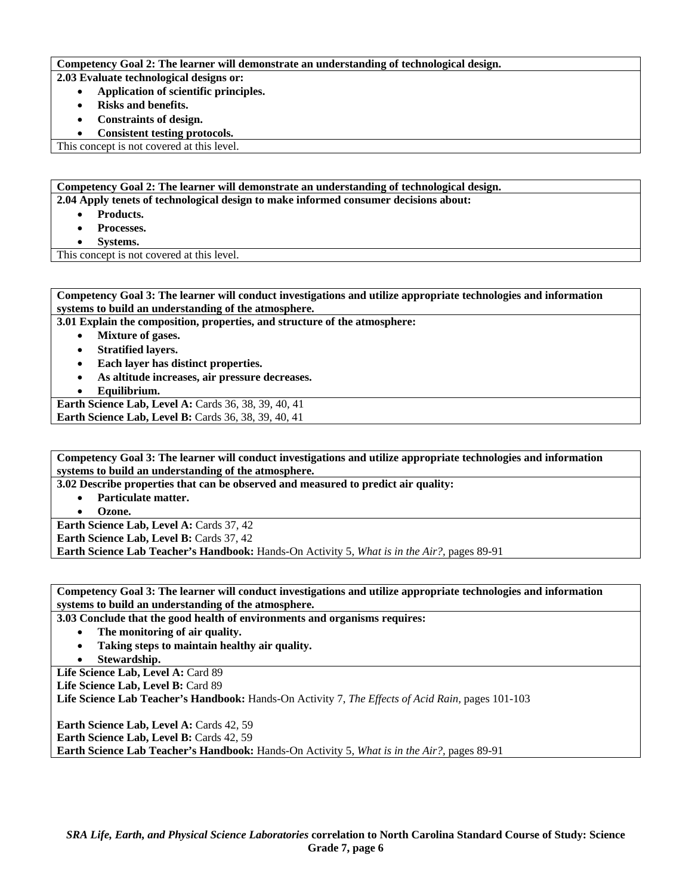**Competency Goal 2: The learner will demonstrate an understanding of technological design.**

**2.03 Evaluate technological designs or:**

- **Application of scientific principles.**
- **Risks and benefits.**
- **Constraints of design.**
- **Consistent testing protocols.**

This concept is not covered at this level.

**Competency Goal 2: The learner will demonstrate an understanding of technological design.**

**2.04 Apply tenets of technological design to make informed consumer decisions about:**

- **Products.**
- **Processes.**
- **Systems.**

This concept is not covered at this level.

**Competency Goal 3: The learner will conduct investigations and utilize appropriate technologies and information systems to build an understanding of the atmosphere.**

**3.01 Explain the composition, properties, and structure of the atmosphere:**

- **Mixture of gases.**
- **Stratified layers.**
- **Each layer has distinct properties.**
- **As altitude increases, air pressure decreases.**
- **Equilibrium.**

**Earth Science Lab, Level A:** Cards 36, 38, 39, 40, 41
**Earth Science Lab, Level B:** Cards 36, 38, 39, 40, 41

**Competency Goal 3: The learner will conduct investigations and utilize appropriate technologies and information systems to build an understanding of the atmosphere.**

**3.02 Describe properties that can be observed and measured to predict air quality:**

- **Particulate matter.**
- **Ozone.**

**Earth Science Lab, Level A:** Cards 37, 42
**Earth Science Lab, Level B:** Cards 37, 42
**Earth Science Lab Teacher's Handbook:** Hands-On Activity 5, *What is in the Air?,* pages 89-91

**Competency Goal 3: The learner will conduct investigations and utilize appropriate technologies and information systems to build an understanding of the atmosphere.**

**3.03 Conclude that the good health of environments and organisms requires:**

- **The monitoring of air quality.**
- **Taking steps to maintain healthy air quality.**
- **Stewardship.**

**Life Science Lab, Level A:** Card 89
**Life Science Lab, Level B:** Card 89
**Life Science Lab Teacher's Handbook:** Hands-On Activity 7, *The Effects of Acid Rain,* pages 101-103

**Earth Science Lab, Level A:** Cards 42, 59
**Earth Science Lab, Level B:** Cards 42, 59
**Earth Science Lab Teacher's Handbook:** Hands-On Activity 5, *What is in the Air?,* pages 89-91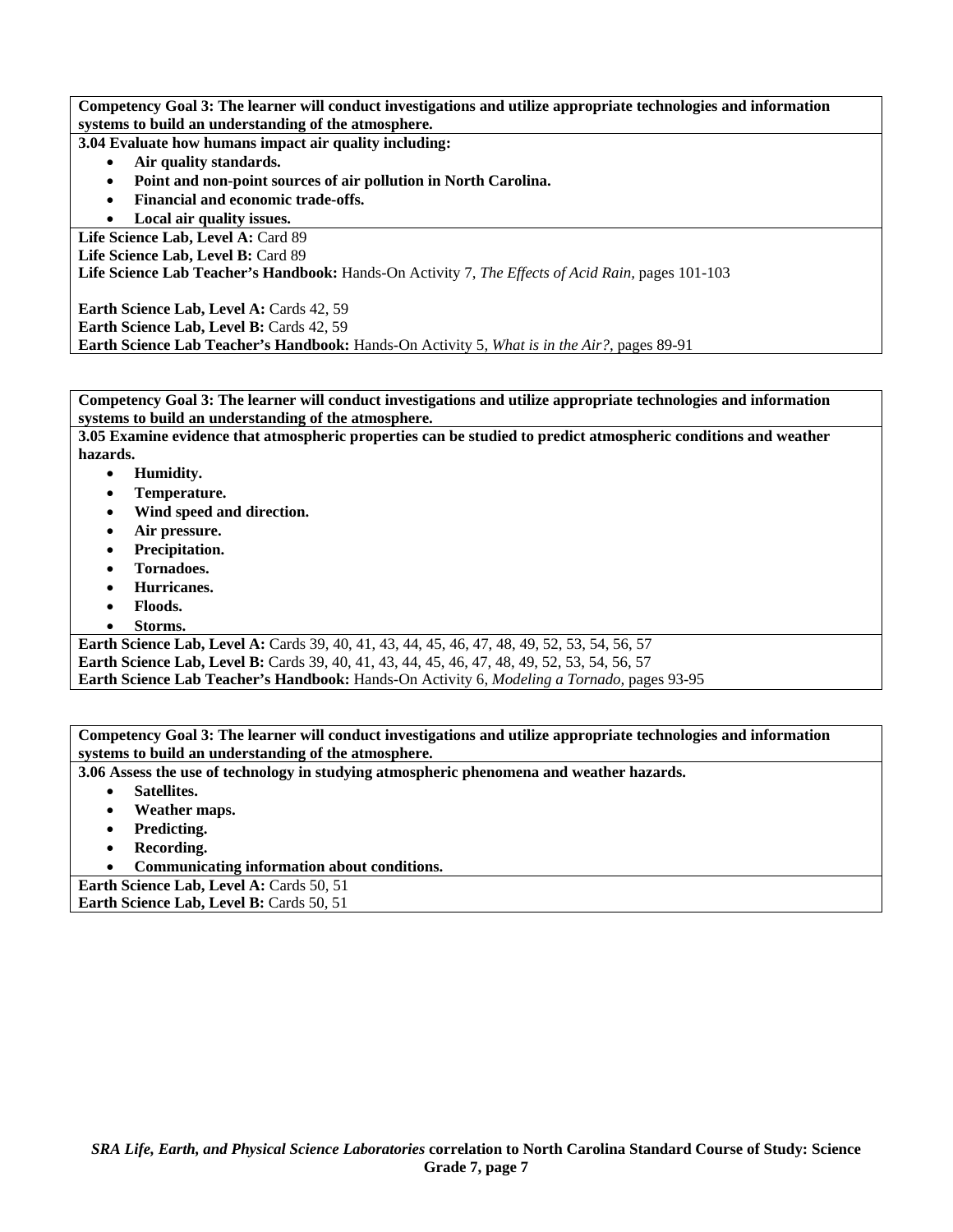**Competency Goal 3: The learner will conduct investigations and utilize appropriate technologies and information systems to build an understanding of the atmosphere.**

**3.04 Evaluate how humans impact air quality including:**

- **Air quality standards.**
- **Point and non-point sources of air pollution in North Carolina.**
- **Financial and economic trade-offs.**
- **Local air quality issues.**

**Life Science Lab, Level A:** Card 89
**Life Science Lab, Level B:** Card 89
**Life Science Lab Teacher's Handbook:** Hands-On Activity 7, *The Effects of Acid Rain,* pages 101-103

**Earth Science Lab, Level A:** Cards 42, 59
**Earth Science Lab, Level B:** Cards 42, 59
**Earth Science Lab Teacher's Handbook:** Hands-On Activity 5, *What is in the Air?,* pages 89-91

**Competency Goal 3: The learner will conduct investigations and utilize appropriate technologies and information systems to build an understanding of the atmosphere.**

**3.05 Examine evidence that atmospheric properties can be studied to predict atmospheric conditions and weather hazards.**

- **Humidity.**
- **Temperature.**
- **Wind speed and direction.**
- **Air pressure.**
- **Precipitation.**
- **Tornadoes.**
- **Hurricanes.**
- **Floods.**
- **Storms.**

**Earth Science Lab, Level A:** Cards 39, 40, 41, 43, 44, 45, 46, 47, 48, 49, 52, 53, 54, 56, 57
**Earth Science Lab, Level B:** Cards 39, 40, 41, 43, 44, 45, 46, 47, 48, 49, 52, 53, 54, 56, 57
**Earth Science Lab Teacher's Handbook:** Hands-On Activity 6, *Modeling a Tornado,* pages 93-95

**Competency Goal 3: The learner will conduct investigations and utilize appropriate technologies and information systems to build an understanding of the atmosphere.**

**3.06 Assess the use of technology in studying atmospheric phenomena and weather hazards.**

- **Satellites.**
- **Weather maps.**
- **Predicting.**
- **Recording.**
- **Communicating information about conditions.**

**Earth Science Lab, Level A:** Cards 50, 51
**Earth Science Lab, Level B:** Cards 50, 51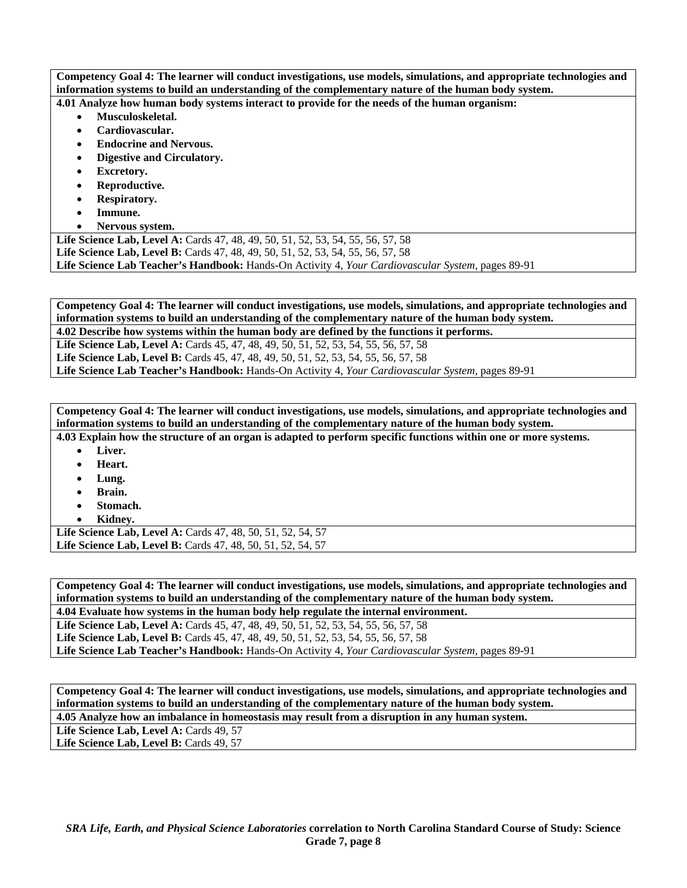**Competency Goal 4: The learner will conduct investigations, use models, simulations, and appropriate technologies and information systems to build an understanding of the complementary nature of the human body system.**

**4.01 Analyze how human body systems interact to provide for the needs of the human organism:**

- **Musculoskeletal.**
- **Cardiovascular.**
- **Endocrine and Nervous.**
- **Digestive and Circulatory.**
- **Excretory.**
- **Reproductive.**
- **Respiratory.**
- **Immune.**
- **Nervous system.**

**Life Science Lab, Level A:** Cards 47, 48, 49, 50, 51, 52, 53, 54, 55, 56, 57, 58
**Life Science Lab, Level B:** Cards 47, 48, 49, 50, 51, 52, 53, 54, 55, 56, 57, 58
**Life Science Lab Teacher's Handbook:** Hands-On Activity 4, *Your Cardiovascular System,* pages 89-91

**Competency Goal 4: The learner will conduct investigations, use models, simulations, and appropriate technologies and information systems to build an understanding of the complementary nature of the human body system.**

**4.02 Describe how systems within the human body are defined by the functions it performs.**

**Life Science Lab, Level A:** Cards 45, 47, 48, 49, 50, 51, 52, 53, 54, 55, 56, 57, 58
**Life Science Lab, Level B:** Cards 45, 47, 48, 49, 50, 51, 52, 53, 54, 55, 56, 57, 58
**Life Science Lab Teacher's Handbook:** Hands-On Activity 4, *Your Cardiovascular System,* pages 89-91

**Competency Goal 4: The learner will conduct investigations, use models, simulations, and appropriate technologies and information systems to build an understanding of the complementary nature of the human body system.**

**4.03 Explain how the structure of an organ is adapted to perform specific functions within one or more systems.**

- **Liver.**
- **Heart.**
- **Lung.**
- **Brain.**
- **Stomach.**
- **Kidney.**

**Life Science Lab, Level A:** Cards 47, 48, 50, 51, 52, 54, 57
**Life Science Lab, Level B:** Cards 47, 48, 50, 51, 52, 54, 57

**Competency Goal 4: The learner will conduct investigations, use models, simulations, and appropriate technologies and information systems to build an understanding of the complementary nature of the human body system.**

**4.04 Evaluate how systems in the human body help regulate the internal environment.**

**Life Science Lab, Level A:** Cards 45, 47, 48, 49, 50, 51, 52, 53, 54, 55, 56, 57, 58
**Life Science Lab, Level B:** Cards 45, 47, 48, 49, 50, 51, 52, 53, 54, 55, 56, 57, 58
**Life Science Lab Teacher's Handbook:** Hands-On Activity 4, *Your Cardiovascular System,* pages 89-91

**Competency Goal 4: The learner will conduct investigations, use models, simulations, and appropriate technologies and information systems to build an understanding of the complementary nature of the human body system.**

**4.05 Analyze how an imbalance in homeostasis may result from a disruption in any human system.**

**Life Science Lab, Level A:** Cards 49, 57
**Life Science Lab, Level B:** Cards 49, 57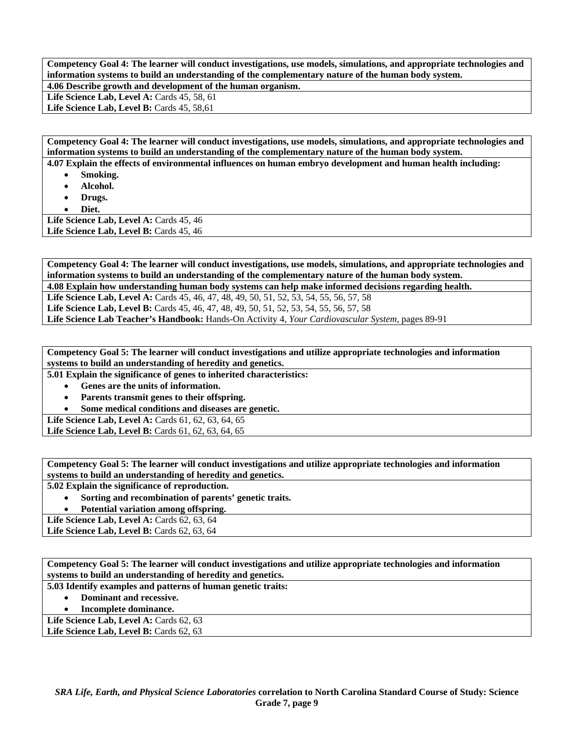**Competency Goal 4: The learner will conduct investigations, use models, simulations, and appropriate technologies and information systems to build an understanding of the complementary nature of the human body system.**

**4.06 Describe growth and development of the human organism.**

**Life Science Lab, Level A:** Cards 45, 58, 61
**Life Science Lab, Level B:** Cards 45, 58,61

**Competency Goal 4: The learner will conduct investigations, use models, simulations, and appropriate technologies and information systems to build an understanding of the complementary nature of the human body system.**

**4.07 Explain the effects of environmental influences on human embryo development and human health including:**

- **Smoking.**
- **Alcohol.**
- **Drugs.**
- **Diet.**

**Life Science Lab, Level A:** Cards 45, 46
**Life Science Lab, Level B:** Cards 45, 46

**Competency Goal 4: The learner will conduct investigations, use models, simulations, and appropriate technologies and information systems to build an understanding of the complementary nature of the human body system.**

**4.08 Explain how understanding human body systems can help make informed decisions regarding health.**

**Life Science Lab, Level A:** Cards 45, 46, 47, 48, 49, 50, 51, 52, 53, 54, 55, 56, 57, 58
**Life Science Lab, Level B:** Cards 45, 46, 47, 48, 49, 50, 51, 52, 53, 54, 55, 56, 57, 58
**Life Science Lab Teacher's Handbook:** Hands-On Activity 4, *Your Cardiovascular System,* pages 89-91

**Competency Goal 5: The learner will conduct investigations and utilize appropriate technologies and information systems to build an understanding of heredity and genetics.**

**5.01 Explain the significance of genes to inherited characteristics:**

- **Genes are the units of information.**
- **Parents transmit genes to their offspring.**
- **Some medical conditions and diseases are genetic.**

**Life Science Lab, Level A:** Cards 61, 62, 63, 64, 65
**Life Science Lab, Level B:** Cards 61, 62, 63, 64, 65

**Competency Goal 5: The learner will conduct investigations and utilize appropriate technologies and information systems to build an understanding of heredity and genetics.**

**5.02 Explain the significance of reproduction.**

- **Sorting and recombination of parents' genetic traits.**
- **Potential variation among offspring.**

**Life Science Lab, Level A:** Cards 62, 63, 64
**Life Science Lab, Level B:** Cards 62, 63, 64

**Competency Goal 5: The learner will conduct investigations and utilize appropriate technologies and information systems to build an understanding of heredity and genetics.**

**5.03 Identify examples and patterns of human genetic traits:**

- **Dominant and recessive.**
- **Incomplete dominance.**

**Life Science Lab, Level A:** Cards 62, 63
**Life Science Lab, Level B:** Cards 62, 63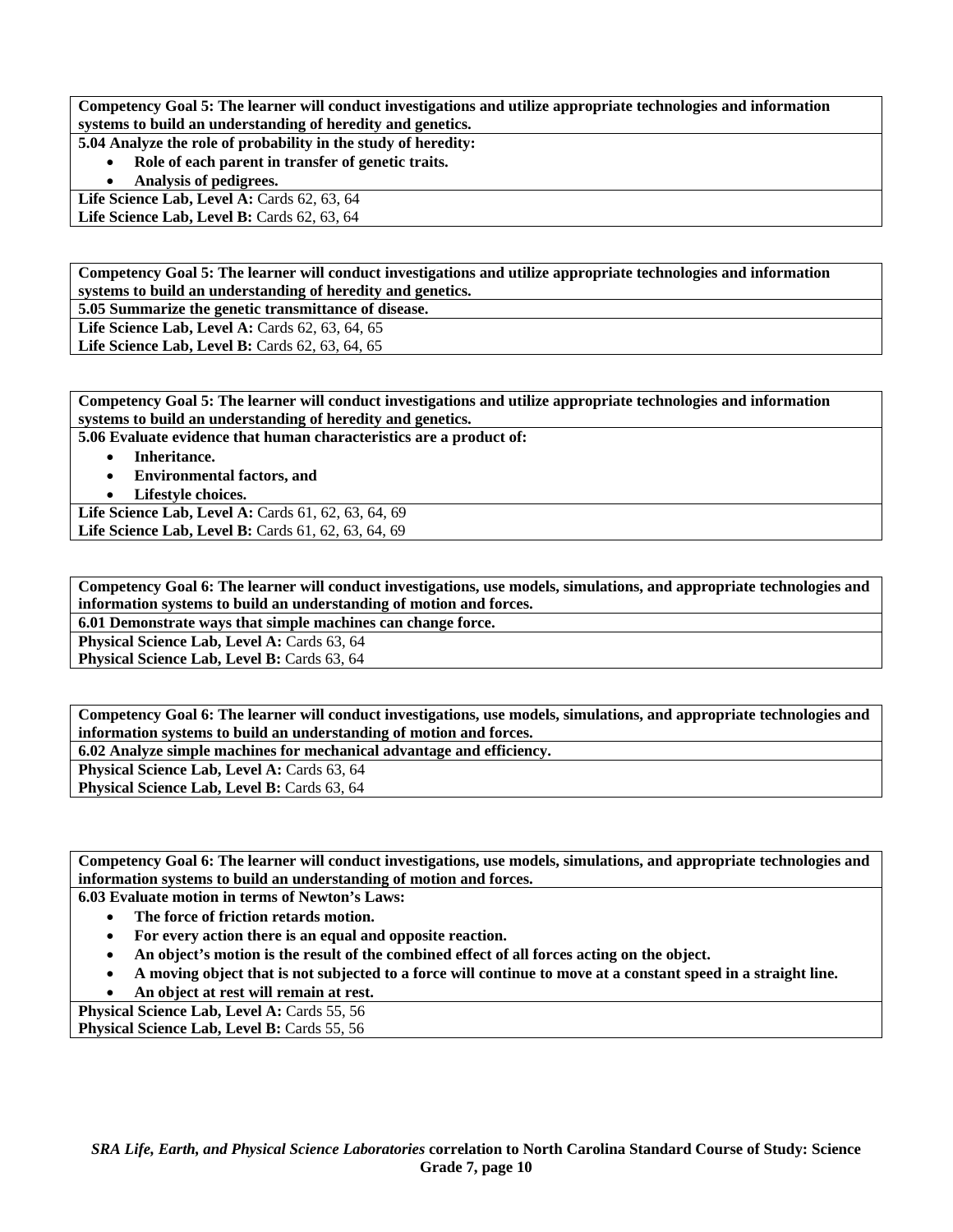**Competency Goal 5: The learner will conduct investigations and utilize appropriate technologies and information systems to build an understanding of heredity and genetics.**

**5.04 Analyze the role of probability in the study of heredity:**

- **Role of each parent in transfer of genetic traits.**
- **Analysis of pedigrees.**

**Life Science Lab, Level A:** Cards 62, 63, 64
**Life Science Lab, Level B:** Cards 62, 63, 64

**Competency Goal 5: The learner will conduct investigations and utilize appropriate technologies and information systems to build an understanding of heredity and genetics.**

**5.05 Summarize the genetic transmittance of disease.**

**Life Science Lab, Level A:** Cards 62, 63, 64, 65
**Life Science Lab, Level B:** Cards 62, 63, 64, 65

**Competency Goal 5: The learner will conduct investigations and utilize appropriate technologies and information systems to build an understanding of heredity and genetics.**

**5.06 Evaluate evidence that human characteristics are a product of:**

- **Inheritance.**
- **Environmental factors, and**
- **Lifestyle choices.**

**Life Science Lab, Level A:** Cards 61, 62, 63, 64, 69
**Life Science Lab, Level B:** Cards 61, 62, 63, 64, 69

**Competency Goal 6: The learner will conduct investigations, use models, simulations, and appropriate technologies and information systems to build an understanding of motion and forces.**

**6.01 Demonstrate ways that simple machines can change force.**

**Physical Science Lab, Level A:** Cards 63, 64
**Physical Science Lab, Level B:** Cards 63, 64

**Competency Goal 6: The learner will conduct investigations, use models, simulations, and appropriate technologies and information systems to build an understanding of motion and forces.**

**6.02 Analyze simple machines for mechanical advantage and efficiency.**

**Physical Science Lab, Level A:** Cards 63, 64
**Physical Science Lab, Level B:** Cards 63, 64

**Competency Goal 6: The learner will conduct investigations, use models, simulations, and appropriate technologies and information systems to build an understanding of motion and forces.**

**6.03 Evaluate motion in terms of Newton's Laws:**

- **The force of friction retards motion.**
- **For every action there is an equal and opposite reaction.**
- **An object's motion is the result of the combined effect of all forces acting on the object.**
- **A moving object that is not subjected to a force will continue to move at a constant speed in a straight line.**
- **An object at rest will remain at rest.**

**Physical Science Lab, Level A:** Cards 55, 56
**Physical Science Lab, Level B:** Cards 55, 56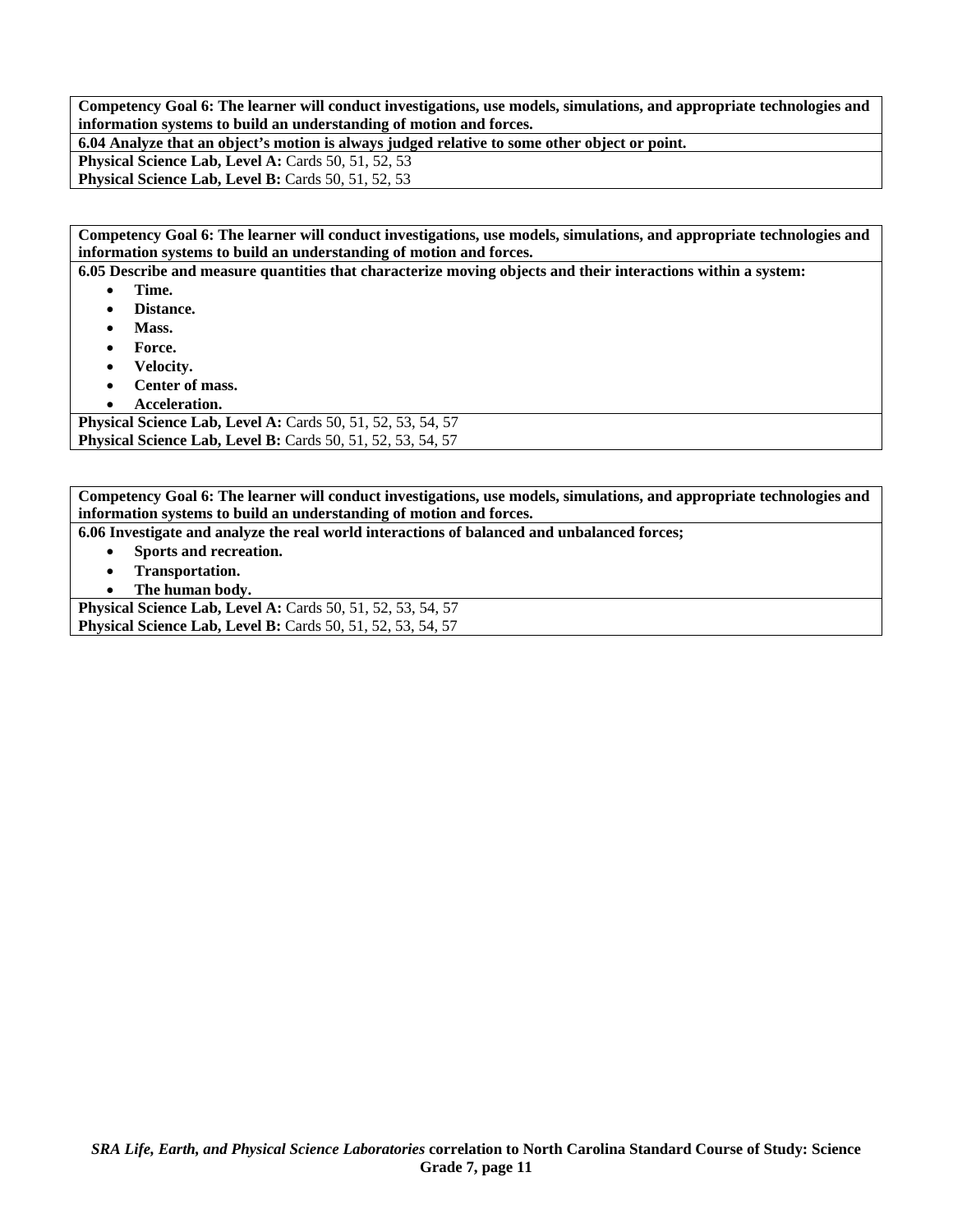**Competency Goal 6: The learner will conduct investigations, use models, simulations, and appropriate technologies and information systems to build an understanding of motion and forces.**

**6.04 Analyze that an object's motion is always judged relative to some other object or point.**

**Physical Science Lab, Level A:** Cards 50, 51, 52, 53

**Physical Science Lab, Level B:** Cards 50, 51, 52, 53

**Competency Goal 6: The learner will conduct investigations, use models, simulations, and appropriate technologies and information systems to build an understanding of motion and forces.**

**6.05 Describe and measure quantities that characterize moving objects and their interactions within a system:**

- **Time.**
- **Distance.**
- **Mass.**
- **Force.**
- **Velocity.**
- **Center of mass.**
- **Acceleration.**

**Physical Science Lab, Level A:** Cards 50, 51, 52, 53, 54, 57

**Physical Science Lab, Level B:** Cards 50, 51, 52, 53, 54, 57

**Competency Goal 6: The learner will conduct investigations, use models, simulations, and appropriate technologies and information systems to build an understanding of motion and forces.**

**6.06 Investigate and analyze the real world interactions of balanced and unbalanced forces;**

- **Sports and recreation.**
- **Transportation.**
- **The human body.**

**Physical Science Lab, Level A:** Cards 50, 51, 52, 53, 54, 57

**Physical Science Lab, Level B:** Cards 50, 51, 52, 53, 54, 57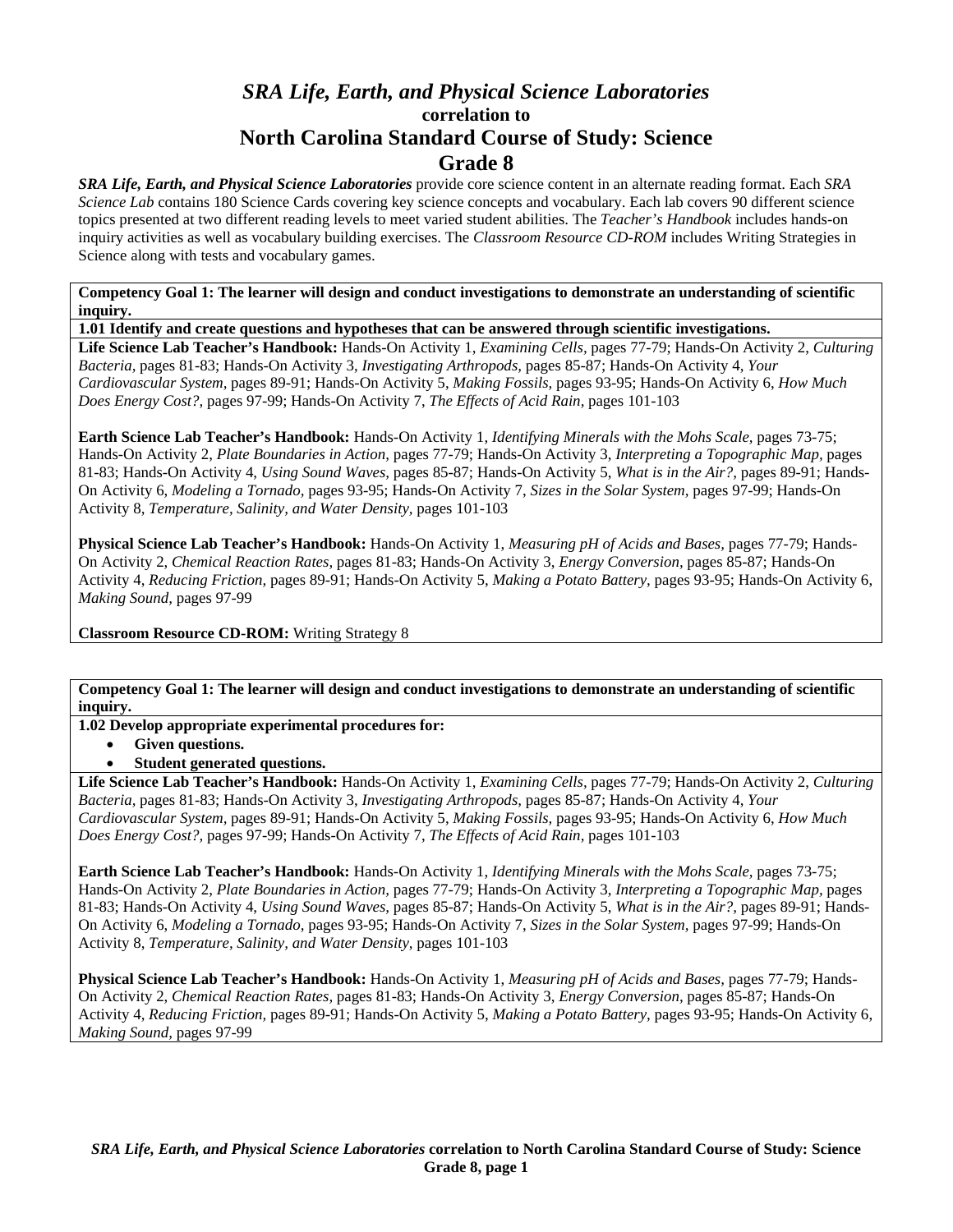# *SRA Life, Earth, and Physical Science Laboratories*
## correlation to
# North Carolina Standard Course of Study: Science
# Grade 8

***SRA Life, Earth, and Physical Science Laboratories*** provide core science content in an alternate reading format. Each *SRA Science Lab* contains 180 Science Cards covering key science concepts and vocabulary. Each lab covers 90 different science topics presented at two different reading levels to meet varied student abilities. The *Teacher's Handbook* includes hands-on inquiry activities as well as vocabulary building exercises. The *Classroom Resource CD-ROM* includes Writing Strategies in Science along with tests and vocabulary games.

---

**Competency Goal 1: The learner will design and conduct investigations to demonstrate an understanding of scientific inquiry.**

**1.01 Identify and create questions and hypotheses that can be answered through scientific investigations.**

**Life Science Lab Teacher's Handbook:** Hands-On Activity 1, *Examining Cells,* pages 77-79; Hands-On Activity 2, *Culturing Bacteria,* pages 81-83; Hands-On Activity 3, *Investigating Arthropods,* pages 85-87; Hands-On Activity 4, *Your Cardiovascular System,* pages 89-91; Hands-On Activity 5, *Making Fossils,* pages 93-95; Hands-On Activity 6, *How Much Does Energy Cost?,* pages 97-99; Hands-On Activity 7, *The Effects of Acid Rain,* pages 101-103

**Earth Science Lab Teacher's Handbook:** Hands-On Activity 1, *Identifying Minerals with the Mohs Scale,* pages 73-75; Hands-On Activity 2, *Plate Boundaries in Action,* pages 77-79; Hands-On Activity 3, *Interpreting a Topographic Map,* pages 81-83; Hands-On Activity 4, *Using Sound Waves,* pages 85-87; Hands-On Activity 5, *What is in the Air?,* pages 89-91; Hands-On Activity 6, *Modeling a Tornado,* pages 93-95; Hands-On Activity 7, *Sizes in the Solar System,* pages 97-99; Hands-On Activity 8, *Temperature, Salinity, and Water Density,* pages 101-103

**Physical Science Lab Teacher's Handbook:** Hands-On Activity 1, *Measuring pH of Acids and Bases,* pages 77-79; Hands-On Activity 2, *Chemical Reaction Rates,* pages 81-83; Hands-On Activity 3, *Energy Conversion,* pages 85-87; Hands-On Activity 4, *Reducing Friction,* pages 89-91; Hands-On Activity 5, *Making a Potato Battery,* pages 93-95; Hands-On Activity 6, *Making Sound,* pages 97-99

**Classroom Resource CD-ROM:** Writing Strategy 8

---

**Competency Goal 1: The learner will design and conduct investigations to demonstrate an understanding of scientific inquiry.**

**1.02 Develop appropriate experimental procedures for:**

- **Given questions.**
- **Student generated questions.**

**Life Science Lab Teacher's Handbook:** Hands-On Activity 1, *Examining Cells,* pages 77-79; Hands-On Activity 2, *Culturing Bacteria,* pages 81-83; Hands-On Activity 3, *Investigating Arthropods,* pages 85-87; Hands-On Activity 4, *Your Cardiovascular System,* pages 89-91; Hands-On Activity 5, *Making Fossils,* pages 93-95; Hands-On Activity 6, *How Much Does Energy Cost?,* pages 97-99; Hands-On Activity 7, *The Effects of Acid Rain,* pages 101-103

**Earth Science Lab Teacher's Handbook:** Hands-On Activity 1, *Identifying Minerals with the Mohs Scale,* pages 73-75; Hands-On Activity 2, *Plate Boundaries in Action,* pages 77-79; Hands-On Activity 3, *Interpreting a Topographic Map,* pages 81-83; Hands-On Activity 4, *Using Sound Waves,* pages 85-87; Hands-On Activity 5, *What is in the Air?,* pages 89-91; Hands-On Activity 6, *Modeling a Tornado,* pages 93-95; Hands-On Activity 7, *Sizes in the Solar System,* pages 97-99; Hands-On Activity 8, *Temperature, Salinity, and Water Density,* pages 101-103

**Physical Science Lab Teacher's Handbook:** Hands-On Activity 1, *Measuring pH of Acids and Bases,* pages 77-79; Hands-On Activity 2, *Chemical Reaction Rates,* pages 81-83; Hands-On Activity 3, *Energy Conversion,* pages 85-87; Hands-On Activity 4, *Reducing Friction,* pages 89-91; Hands-On Activity 5, *Making a Potato Battery,* pages 93-95; Hands-On Activity 6, *Making Sound,* pages 97-99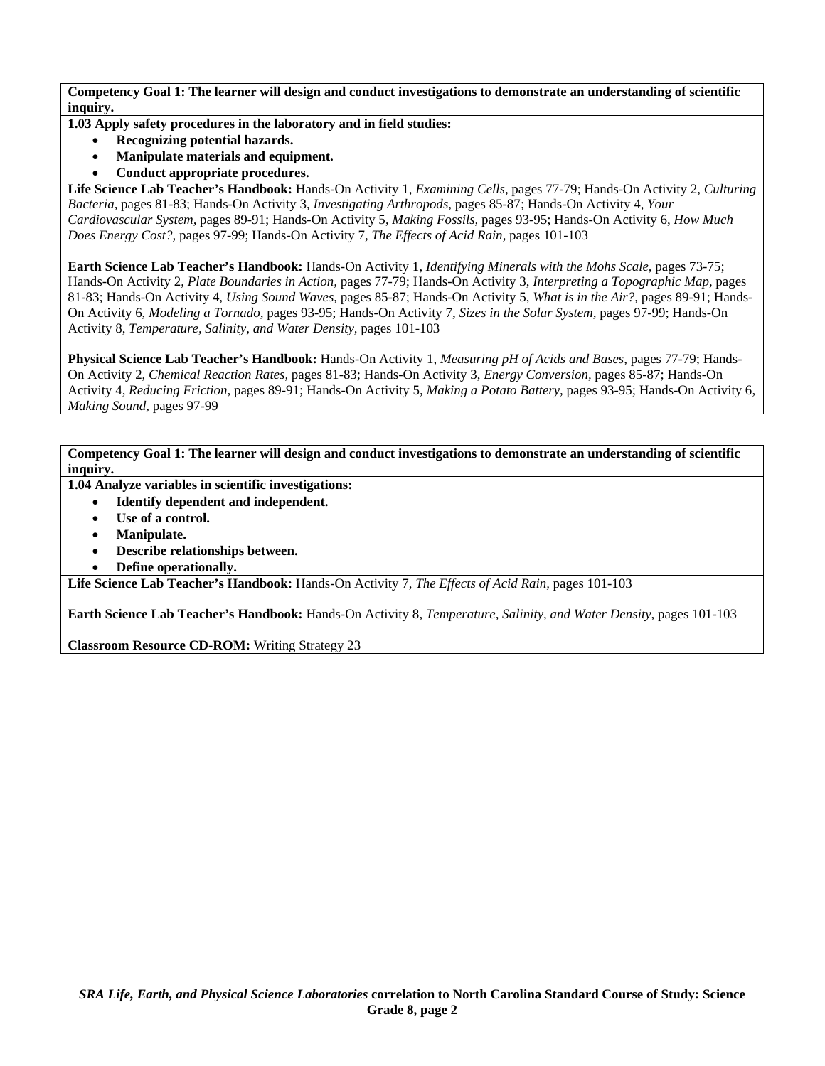**Competency Goal 1: The learner will design and conduct investigations to demonstrate an understanding of scientific inquiry.**

**1.03 Apply safety procedures in the laboratory and in field studies:**

- **Recognizing potential hazards.**
- **Manipulate materials and equipment.**
- **Conduct appropriate procedures.**

**Life Science Lab Teacher's Handbook:** Hands-On Activity 1, *Examining Cells,* pages 77-79; Hands-On Activity 2, *Culturing Bacteria,* pages 81-83; Hands-On Activity 3, *Investigating Arthropods,* pages 85-87; Hands-On Activity 4, *Your Cardiovascular System,* pages 89-91; Hands-On Activity 5, *Making Fossils,* pages 93-95; Hands-On Activity 6, *How Much Does Energy Cost?,* pages 97-99; Hands-On Activity 7, *The Effects of Acid Rain,* pages 101-103

**Earth Science Lab Teacher's Handbook:** Hands-On Activity 1, *Identifying Minerals with the Mohs Scale,* pages 73-75; Hands-On Activity 2, *Plate Boundaries in Action,* pages 77-79; Hands-On Activity 3, *Interpreting a Topographic Map,* pages 81-83; Hands-On Activity 4, *Using Sound Waves,* pages 85-87; Hands-On Activity 5, *What is in the Air?,* pages 89-91; Hands-On Activity 6, *Modeling a Tornado,* pages 93-95; Hands-On Activity 7, *Sizes in the Solar System,* pages 97-99; Hands-On Activity 8, *Temperature, Salinity, and Water Density,* pages 101-103

**Physical Science Lab Teacher's Handbook:** Hands-On Activity 1, *Measuring pH of Acids and Bases,* pages 77-79; Hands-On Activity 2, *Chemical Reaction Rates,* pages 81-83; Hands-On Activity 3, *Energy Conversion,* pages 85-87; Hands-On Activity 4, *Reducing Friction,* pages 89-91; Hands-On Activity 5, *Making a Potato Battery,* pages 93-95; Hands-On Activity 6, *Making Sound,* pages 97-99

**Competency Goal 1: The learner will design and conduct investigations to demonstrate an understanding of scientific inquiry.**

**1.04 Analyze variables in scientific investigations:**

- **Identify dependent and independent.**
- **Use of a control.**
- **Manipulate.**
- **Describe relationships between.**
- **Define operationally.**

**Life Science Lab Teacher's Handbook:** Hands-On Activity 7, *The Effects of Acid Rain,* pages 101-103

**Earth Science Lab Teacher's Handbook:** Hands-On Activity 8, *Temperature, Salinity, and Water Density,* pages 101-103

**Classroom Resource CD-ROM:** Writing Strategy 23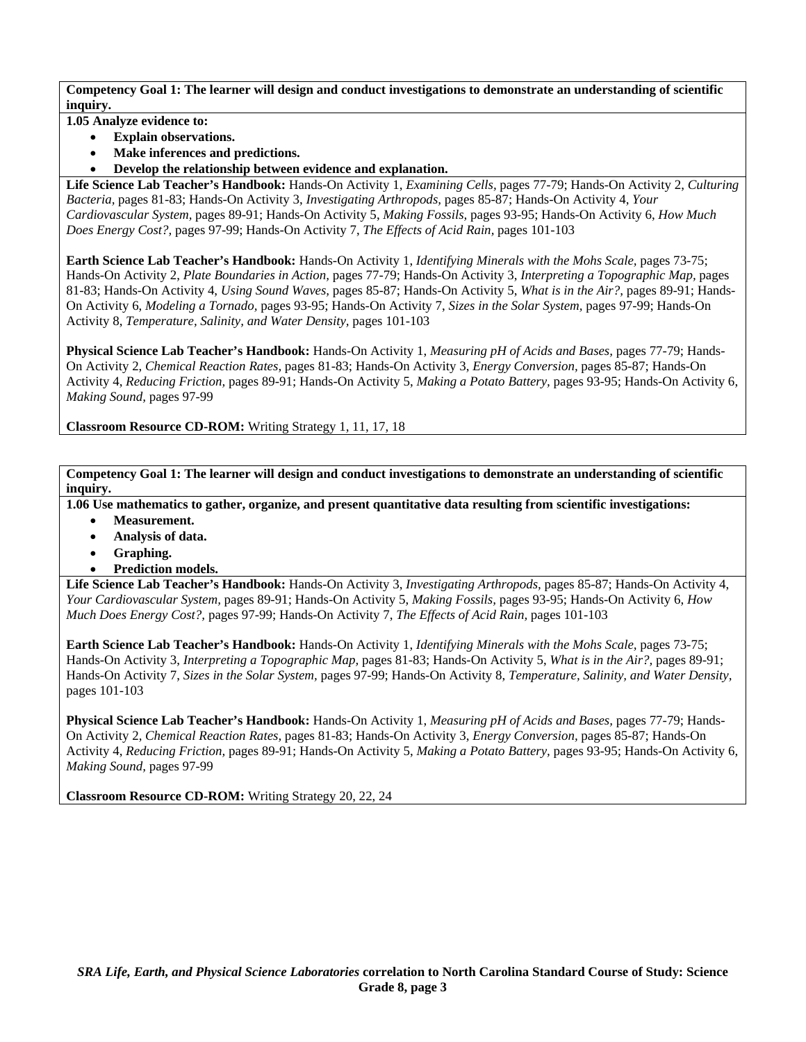**Competency Goal 1: The learner will design and conduct investigations to demonstrate an understanding of scientific inquiry.**

**1.05 Analyze evidence to:**

- **Explain observations.**
- **Make inferences and predictions.**
- **Develop the relationship between evidence and explanation.**

**Life Science Lab Teacher's Handbook:** Hands-On Activity 1, *Examining Cells,* pages 77-79; Hands-On Activity 2, *Culturing Bacteria,* pages 81-83; Hands-On Activity 3, *Investigating Arthropods,* pages 85-87; Hands-On Activity 4, *Your Cardiovascular System,* pages 89-91; Hands-On Activity 5, *Making Fossils,* pages 93-95; Hands-On Activity 6, *How Much Does Energy Cost?,* pages 97-99; Hands-On Activity 7, *The Effects of Acid Rain,* pages 101-103

**Earth Science Lab Teacher's Handbook:** Hands-On Activity 1, *Identifying Minerals with the Mohs Scale,* pages 73-75; Hands-On Activity 2, *Plate Boundaries in Action,* pages 77-79; Hands-On Activity 3, *Interpreting a Topographic Map,* pages 81-83; Hands-On Activity 4, *Using Sound Waves,* pages 85-87; Hands-On Activity 5, *What is in the Air?,* pages 89-91; Hands-On Activity 6, *Modeling a Tornado,* pages 93-95; Hands-On Activity 7, *Sizes in the Solar System,* pages 97-99; Hands-On Activity 8, *Temperature, Salinity, and Water Density,* pages 101-103

**Physical Science Lab Teacher's Handbook:** Hands-On Activity 1, *Measuring pH of Acids and Bases,* pages 77-79; Hands-On Activity 2, *Chemical Reaction Rates,* pages 81-83; Hands-On Activity 3, *Energy Conversion,* pages 85-87; Hands-On Activity 4, *Reducing Friction,* pages 89-91; Hands-On Activity 5, *Making a Potato Battery,* pages 93-95; Hands-On Activity 6, *Making Sound,* pages 97-99

**Classroom Resource CD-ROM:** Writing Strategy 1, 11, 17, 18

**Competency Goal 1: The learner will design and conduct investigations to demonstrate an understanding of scientific inquiry.**

**1.06 Use mathematics to gather, organize, and present quantitative data resulting from scientific investigations:**

- **Measurement.**
- **Analysis of data.**
- **Graphing.**
- **Prediction models.**

**Life Science Lab Teacher's Handbook:** Hands-On Activity 3, *Investigating Arthropods,* pages 85-87; Hands-On Activity 4, *Your Cardiovascular System,* pages 89-91; Hands-On Activity 5, *Making Fossils,* pages 93-95; Hands-On Activity 6, *How Much Does Energy Cost?,* pages 97-99; Hands-On Activity 7, *The Effects of Acid Rain,* pages 101-103

**Earth Science Lab Teacher's Handbook:** Hands-On Activity 1, *Identifying Minerals with the Mohs Scale,* pages 73-75; Hands-On Activity 3, *Interpreting a Topographic Map,* pages 81-83; Hands-On Activity 5, *What is in the Air?,* pages 89-91; Hands-On Activity 7, *Sizes in the Solar System,* pages 97-99; Hands-On Activity 8, *Temperature, Salinity, and Water Density,* pages 101-103

**Physical Science Lab Teacher's Handbook:** Hands-On Activity 1, *Measuring pH of Acids and Bases,* pages 77-79; Hands-On Activity 2, *Chemical Reaction Rates,* pages 81-83; Hands-On Activity 3, *Energy Conversion,* pages 85-87; Hands-On Activity 4, *Reducing Friction,* pages 89-91; Hands-On Activity 5, *Making a Potato Battery,* pages 93-95; Hands-On Activity 6, *Making Sound,* pages 97-99

**Classroom Resource CD-ROM:** Writing Strategy 20, 22, 24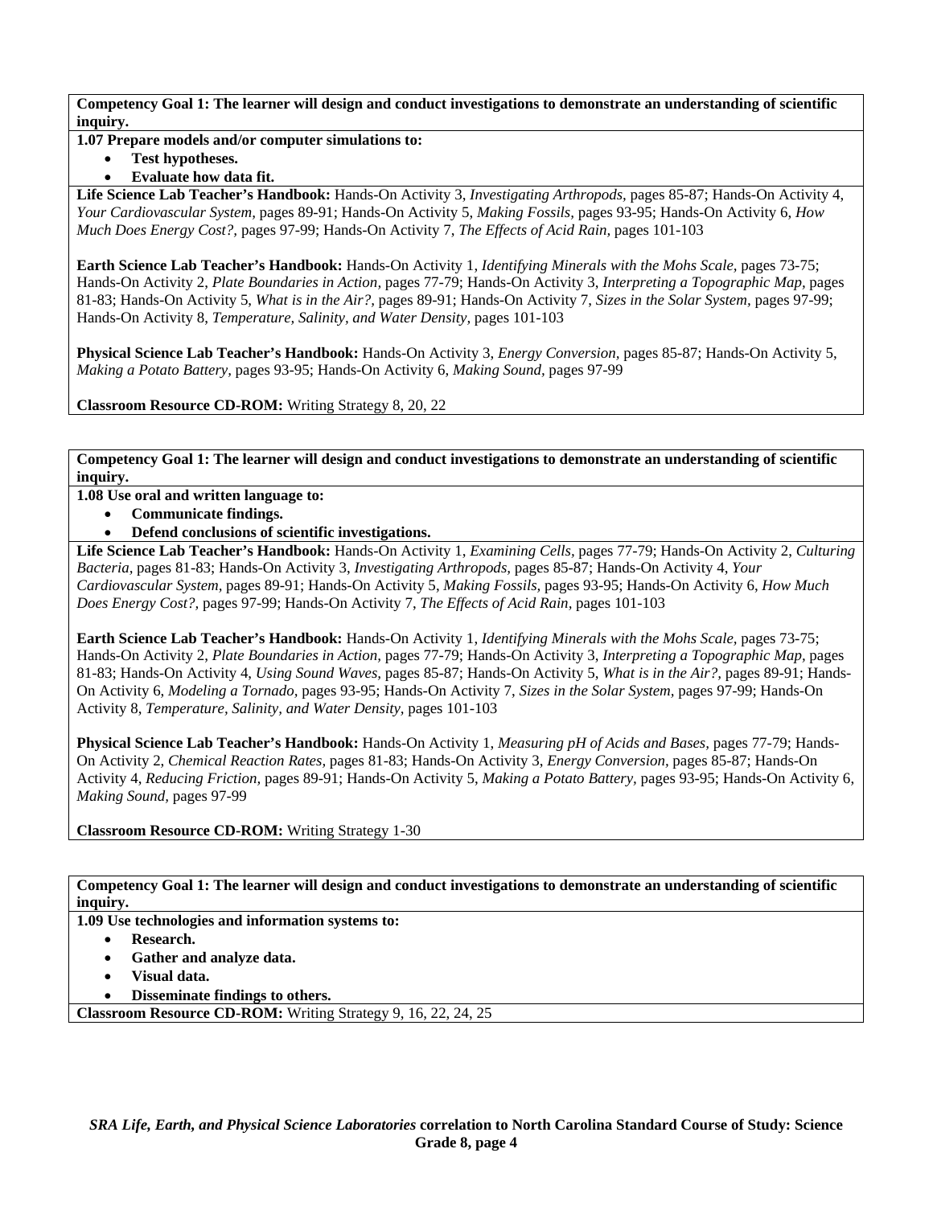**Competency Goal 1: The learner will design and conduct investigations to demonstrate an understanding of scientific inquiry.**

**1.07 Prepare models and/or computer simulations to:**

- **Test hypotheses.**
- **Evaluate how data fit.**

**Life Science Lab Teacher's Handbook:** Hands-On Activity 3, *Investigating Arthropods,* pages 85-87; Hands-On Activity 4, *Your Cardiovascular System,* pages 89-91; Hands-On Activity 5, *Making Fossils,* pages 93-95; Hands-On Activity 6, *How Much Does Energy Cost?,* pages 97-99; Hands-On Activity 7, *The Effects of Acid Rain,* pages 101-103

**Earth Science Lab Teacher's Handbook:** Hands-On Activity 1, *Identifying Minerals with the Mohs Scale,* pages 73-75; Hands-On Activity 2, *Plate Boundaries in Action,* pages 77-79; Hands-On Activity 3, *Interpreting a Topographic Map,* pages 81-83; Hands-On Activity 5, *What is in the Air?,* pages 89-91; Hands-On Activity 7, *Sizes in the Solar System,* pages 97-99; Hands-On Activity 8, *Temperature, Salinity, and Water Density,* pages 101-103

**Physical Science Lab Teacher's Handbook:** Hands-On Activity 3, *Energy Conversion,* pages 85-87; Hands-On Activity 5, *Making a Potato Battery,* pages 93-95; Hands-On Activity 6, *Making Sound,* pages 97-99

**Classroom Resource CD-ROM:** Writing Strategy 8, 20, 22

**Competency Goal 1: The learner will design and conduct investigations to demonstrate an understanding of scientific inquiry.**

**1.08 Use oral and written language to:**

- **Communicate findings.**
- **Defend conclusions of scientific investigations.**

**Life Science Lab Teacher's Handbook:** Hands-On Activity 1, *Examining Cells,* pages 77-79; Hands-On Activity 2, *Culturing Bacteria,* pages 81-83; Hands-On Activity 3, *Investigating Arthropods,* pages 85-87; Hands-On Activity 4, *Your Cardiovascular System,* pages 89-91; Hands-On Activity 5, *Making Fossils,* pages 93-95; Hands-On Activity 6, *How Much Does Energy Cost?,* pages 97-99; Hands-On Activity 7, *The Effects of Acid Rain,* pages 101-103

**Earth Science Lab Teacher's Handbook:** Hands-On Activity 1, *Identifying Minerals with the Mohs Scale,* pages 73-75; Hands-On Activity 2, *Plate Boundaries in Action,* pages 77-79; Hands-On Activity 3, *Interpreting a Topographic Map,* pages 81-83; Hands-On Activity 4, *Using Sound Waves,* pages 85-87; Hands-On Activity 5, *What is in the Air?,* pages 89-91; Hands-On Activity 6, *Modeling a Tornado,* pages 93-95; Hands-On Activity 7, *Sizes in the Solar System,* pages 97-99; Hands-On Activity 8, *Temperature, Salinity, and Water Density,* pages 101-103

**Physical Science Lab Teacher's Handbook:** Hands-On Activity 1, *Measuring pH of Acids and Bases,* pages 77-79; Hands-On Activity 2, *Chemical Reaction Rates,* pages 81-83; Hands-On Activity 3, *Energy Conversion,* pages 85-87; Hands-On Activity 4, *Reducing Friction,* pages 89-91; Hands-On Activity 5, *Making a Potato Battery,* pages 93-95; Hands-On Activity 6, *Making Sound,* pages 97-99

**Classroom Resource CD-ROM:** Writing Strategy 1-30

**Competency Goal 1: The learner will design and conduct investigations to demonstrate an understanding of scientific inquiry.**

**1.09 Use technologies and information systems to:**

- **Research.**
- **Gather and analyze data.**
- **Visual data.**
- **Disseminate findings to others.**

**Classroom Resource CD-ROM:** Writing Strategy 9, 16, 22, 24, 25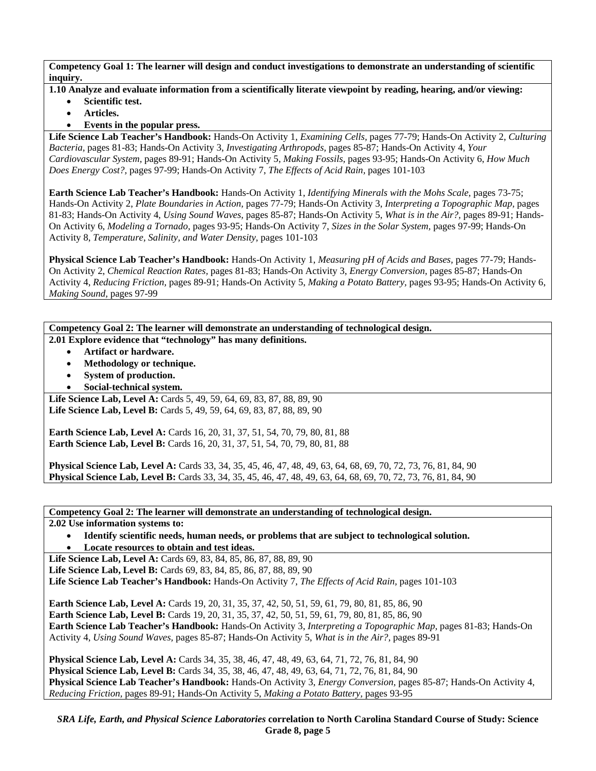**Competency Goal 1: The learner will design and conduct investigations to demonstrate an understanding of scientific inquiry.**

**1.10 Analyze and evaluate information from a scientifically literate viewpoint by reading, hearing, and/or viewing:**

- **Scientific test.**
- **Articles.**
- **Events in the popular press.**

**Life Science Lab Teacher's Handbook:** Hands-On Activity 1, *Examining Cells,* pages 77-79; Hands-On Activity 2, *Culturing Bacteria,* pages 81-83; Hands-On Activity 3, *Investigating Arthropods,* pages 85-87; Hands-On Activity 4, *Your Cardiovascular System,* pages 89-91; Hands-On Activity 5, *Making Fossils,* pages 93-95; Hands-On Activity 6, *How Much Does Energy Cost?,* pages 97-99; Hands-On Activity 7, *The Effects of Acid Rain,* pages 101-103

**Earth Science Lab Teacher's Handbook:** Hands-On Activity 1, *Identifying Minerals with the Mohs Scale,* pages 73-75; Hands-On Activity 2, *Plate Boundaries in Action,* pages 77-79; Hands-On Activity 3, *Interpreting a Topographic Map,* pages 81-83; Hands-On Activity 4, *Using Sound Waves,* pages 85-87; Hands-On Activity 5, *What is in the Air?,* pages 89-91; Hands-On Activity 6, *Modeling a Tornado,* pages 93-95; Hands-On Activity 7, *Sizes in the Solar System,* pages 97-99; Hands-On Activity 8, *Temperature, Salinity, and Water Density,* pages 101-103

**Physical Science Lab Teacher's Handbook:** Hands-On Activity 1, *Measuring pH of Acids and Bases,* pages 77-79; Hands-On Activity 2, *Chemical Reaction Rates,* pages 81-83; Hands-On Activity 3, *Energy Conversion,* pages 85-87; Hands-On Activity 4, *Reducing Friction,* pages 89-91; Hands-On Activity 5, *Making a Potato Battery,* pages 93-95; Hands-On Activity 6, *Making Sound,* pages 97-99

**Competency Goal 2: The learner will demonstrate an understanding of technological design.**

**2.01 Explore evidence that "technology" has many definitions.**

- **Artifact or hardware.**
- **Methodology or technique.**
- **System of production.**
- **Social-technical system.**

**Life Science Lab, Level A:** Cards 5, 49, 59, 64, 69, 83, 87, 88, 89, 90
**Life Science Lab, Level B:** Cards 5, 49, 59, 64, 69, 83, 87, 88, 89, 90

**Earth Science Lab, Level A:** Cards 16, 20, 31, 37, 51, 54, 70, 79, 80, 81, 88
**Earth Science Lab, Level B:** Cards 16, 20, 31, 37, 51, 54, 70, 79, 80, 81, 88

**Physical Science Lab, Level A:** Cards 33, 34, 35, 45, 46, 47, 48, 49, 63, 64, 68, 69, 70, 72, 73, 76, 81, 84, 90
**Physical Science Lab, Level B:** Cards 33, 34, 35, 45, 46, 47, 48, 49, 63, 64, 68, 69, 70, 72, 73, 76, 81, 84, 90

**Competency Goal 2: The learner will demonstrate an understanding of technological design.**

**2.02 Use information systems to:**

- **Identify scientific needs, human needs, or problems that are subject to technological solution.**
- **Locate resources to obtain and test ideas.**

**Life Science Lab, Level A:** Cards 69, 83, 84, 85, 86, 87, 88, 89, 90
**Life Science Lab, Level B:** Cards 69, 83, 84, 85, 86, 87, 88, 89, 90
**Life Science Lab Teacher's Handbook:** Hands-On Activity 7, *The Effects of Acid Rain,* pages 101-103

**Earth Science Lab, Level A:** Cards 19, 20, 31, 35, 37, 42, 50, 51, 59, 61, 79, 80, 81, 85, 86, 90
**Earth Science Lab, Level B:** Cards 19, 20, 31, 35, 37, 42, 50, 51, 59, 61, 79, 80, 81, 85, 86, 90
**Earth Science Lab Teacher's Handbook:** Hands-On Activity 3, *Interpreting a Topographic Map,* pages 81-83; Hands-On Activity 4, *Using Sound Waves,* pages 85-87; Hands-On Activity 5, *What is in the Air?,* pages 89-91

**Physical Science Lab, Level A:** Cards 34, 35, 38, 46, 47, 48, 49, 63, 64, 71, 72, 76, 81, 84, 90
**Physical Science Lab, Level B:** Cards 34, 35, 38, 46, 47, 48, 49, 63, 64, 71, 72, 76, 81, 84, 90
**Physical Science Lab Teacher's Handbook:** Hands-On Activity 3, *Energy Conversion,* pages 85-87; Hands-On Activity 4, *Reducing Friction,* pages 89-91; Hands-On Activity 5, *Making a Potato Battery,* pages 93-95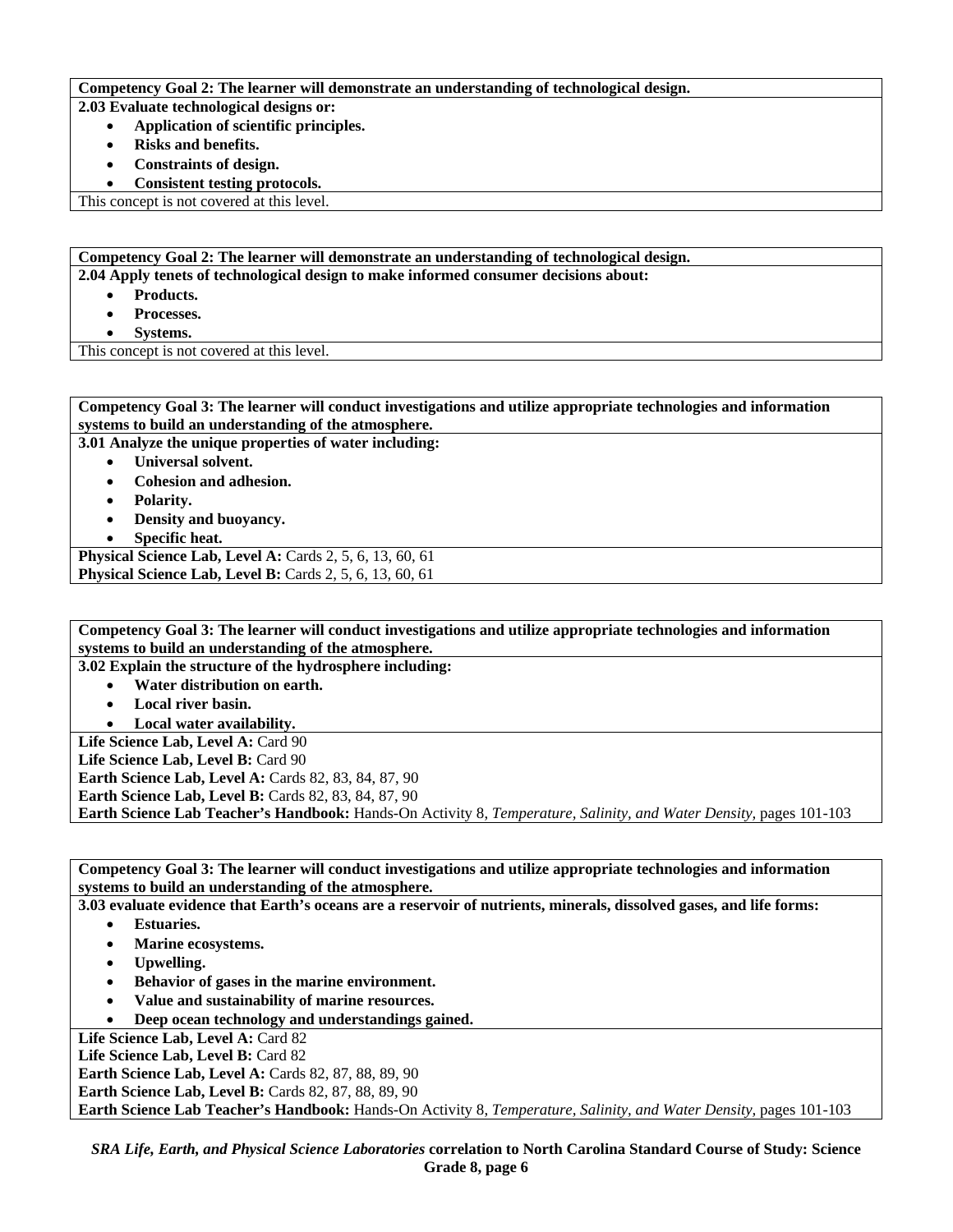**Competency Goal 2: The learner will demonstrate an understanding of technological design.**

**2.03 Evaluate technological designs or:**

- **Application of scientific principles.**
- **Risks and benefits.**
- **Constraints of design.**
- **Consistent testing protocols.**

This concept is not covered at this level.

**Competency Goal 2: The learner will demonstrate an understanding of technological design.**

**2.04 Apply tenets of technological design to make informed consumer decisions about:**

- **Products.**
- **Processes.**
- **Systems.**

This concept is not covered at this level.

**Competency Goal 3: The learner will conduct investigations and utilize appropriate technologies and information systems to build an understanding of the atmosphere.**

**3.01 Analyze the unique properties of water including:**

- **Universal solvent.**
- **Cohesion and adhesion.**
- **Polarity.**
- **Density and buoyancy.**
- **Specific heat.**

**Physical Science Lab, Level A:** Cards 2, 5, 6, 13, 60, 61
**Physical Science Lab, Level B:** Cards 2, 5, 6, 13, 60, 61

**Competency Goal 3: The learner will conduct investigations and utilize appropriate technologies and information systems to build an understanding of the atmosphere.**

**3.02 Explain the structure of the hydrosphere including:**

- **Water distribution on earth.**
- **Local river basin.**
- **Local water availability.**

**Life Science Lab, Level A:** Card 90
**Life Science Lab, Level B:** Card 90
**Earth Science Lab, Level A:** Cards 82, 83, 84, 87, 90
**Earth Science Lab, Level B:** Cards 82, 83, 84, 87, 90
**Earth Science Lab Teacher's Handbook:** Hands-On Activity 8, *Temperature, Salinity, and Water Density,* pages 101-103

**Competency Goal 3: The learner will conduct investigations and utilize appropriate technologies and information systems to build an understanding of the atmosphere.**

**3.03 evaluate evidence that Earth's oceans are a reservoir of nutrients, minerals, dissolved gases, and life forms:**

- **Estuaries.**
- **Marine ecosystems.**
- **Upwelling.**
- **Behavior of gases in the marine environment.**
- **Value and sustainability of marine resources.**
- **Deep ocean technology and understandings gained.**

**Life Science Lab, Level A:** Card 82
**Life Science Lab, Level B:** Card 82
**Earth Science Lab, Level A:** Cards 82, 87, 88, 89, 90
**Earth Science Lab, Level B:** Cards 82, 87, 88, 89, 90
**Earth Science Lab Teacher's Handbook:** Hands-On Activity 8, *Temperature, Salinity, and Water Density,* pages 101-103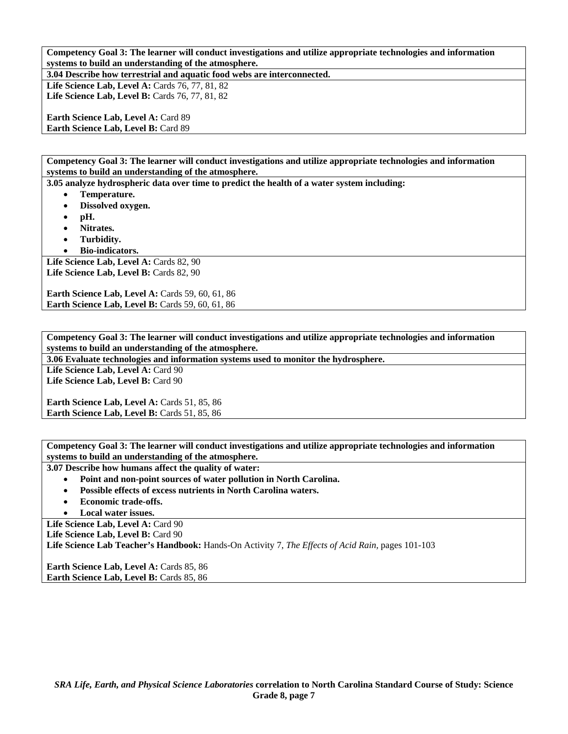**Competency Goal 3: The learner will conduct investigations and utilize appropriate technologies and information systems to build an understanding of the atmosphere.**

**3.04 Describe how terrestrial and aquatic food webs are interconnected.**

**Life Science Lab, Level A:** Cards 76, 77, 81, 82
**Life Science Lab, Level B:** Cards 76, 77, 81, 82

**Earth Science Lab, Level A:** Card 89
**Earth Science Lab, Level B:** Card 89

---

**Competency Goal 3: The learner will conduct investigations and utilize appropriate technologies and information systems to build an understanding of the atmosphere.**

**3.05 analyze hydrospheric data over time to predict the health of a water system including:**

- **Temperature.**
- **Dissolved oxygen.**
- **pH.**
- **Nitrates.**
- **Turbidity.**
- **Bio-indicators.**

**Life Science Lab, Level A:** Cards 82, 90
**Life Science Lab, Level B:** Cards 82, 90

**Earth Science Lab, Level A:** Cards 59, 60, 61, 86
**Earth Science Lab, Level B:** Cards 59, 60, 61, 86

---

**Competency Goal 3: The learner will conduct investigations and utilize appropriate technologies and information systems to build an understanding of the atmosphere.**

**3.06 Evaluate technologies and information systems used to monitor the hydrosphere.**

**Life Science Lab, Level A:** Card 90
**Life Science Lab, Level B:** Card 90

**Earth Science Lab, Level A:** Cards 51, 85, 86
**Earth Science Lab, Level B:** Cards 51, 85, 86

---

**Competency Goal 3: The learner will conduct investigations and utilize appropriate technologies and information systems to build an understanding of the atmosphere.**

**3.07 Describe how humans affect the quality of water:**

- **Point and non-point sources of water pollution in North Carolina.**
- **Possible effects of excess nutrients in North Carolina waters.**
- **Economic trade-offs.**
- **Local water issues.**

**Life Science Lab, Level A:** Card 90
**Life Science Lab, Level B:** Card 90
**Life Science Lab Teacher's Handbook:** Hands-On Activity 7, *The Effects of Acid Rain,* pages 101-103

**Earth Science Lab, Level A:** Cards 85, 86
**Earth Science Lab, Level B:** Cards 85, 86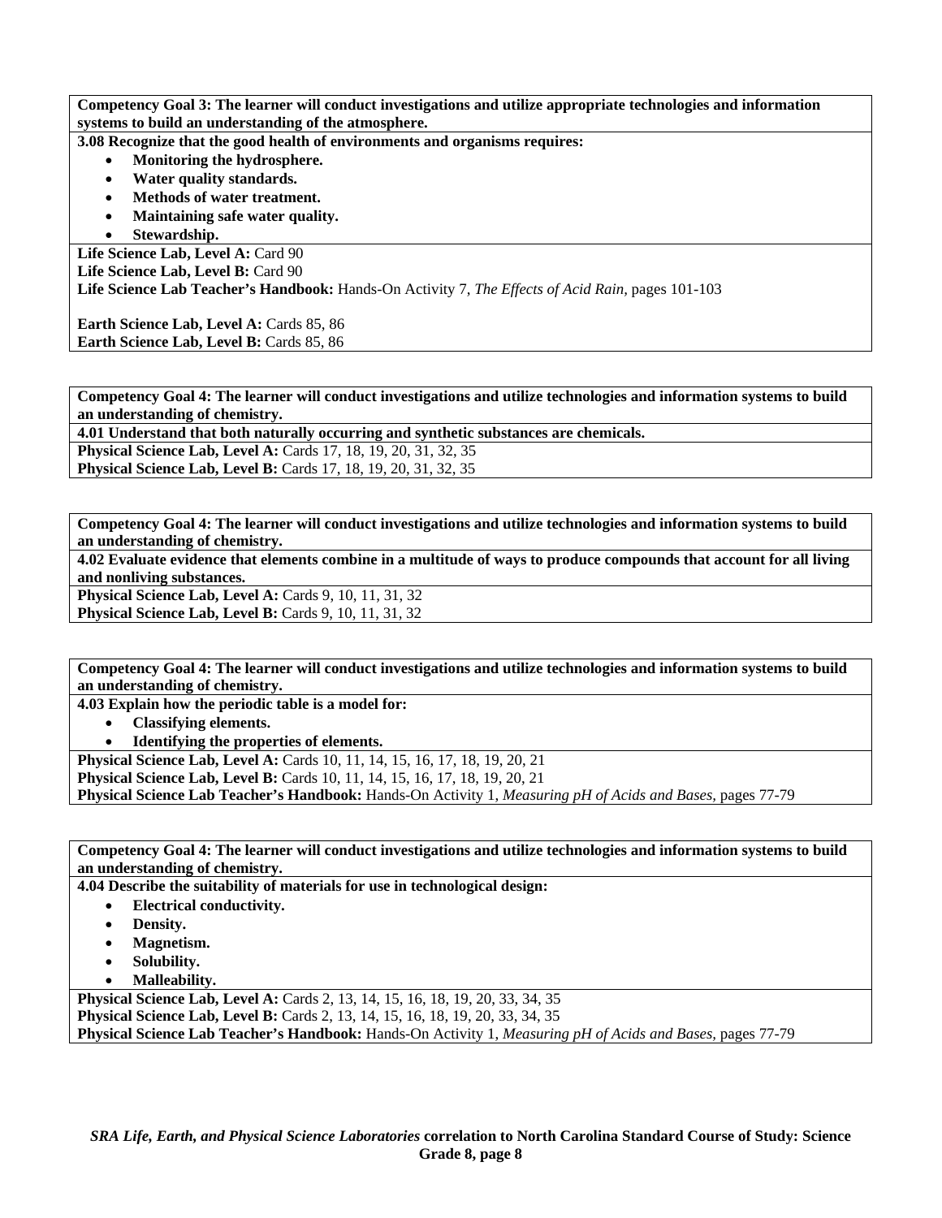**Competency Goal 3: The learner will conduct investigations and utilize appropriate technologies and information systems to build an understanding of the atmosphere.**

**3.08 Recognize that the good health of environments and organisms requires:**

- **Monitoring the hydrosphere.**
- **Water quality standards.**
- **Methods of water treatment.**
- **Maintaining safe water quality.**
- **Stewardship.**

**Life Science Lab, Level A:** Card 90
**Life Science Lab, Level B:** Card 90
**Life Science Lab Teacher's Handbook:** Hands-On Activity 7, *The Effects of Acid Rain,* pages 101-103

**Earth Science Lab, Level A:** Cards 85, 86
**Earth Science Lab, Level B:** Cards 85, 86

---

**Competency Goal 4: The learner will conduct investigations and utilize technologies and information systems to build an understanding of chemistry.**

**4.01 Understand that both naturally occurring and synthetic substances are chemicals.**

**Physical Science Lab, Level A:** Cards 17, 18, 19, 20, 31, 32, 35
**Physical Science Lab, Level B:** Cards 17, 18, 19, 20, 31, 32, 35

---

**Competency Goal 4: The learner will conduct investigations and utilize technologies and information systems to build an understanding of chemistry.**

**4.02 Evaluate evidence that elements combine in a multitude of ways to produce compounds that account for all living and nonliving substances.**

**Physical Science Lab, Level A:** Cards 9, 10, 11, 31, 32
**Physical Science Lab, Level B:** Cards 9, 10, 11, 31, 32

---

**Competency Goal 4: The learner will conduct investigations and utilize technologies and information systems to build an understanding of chemistry.**

**4.03 Explain how the periodic table is a model for:**

- **Classifying elements.**
- **Identifying the properties of elements.**

**Physical Science Lab, Level A:** Cards 10, 11, 14, 15, 16, 17, 18, 19, 20, 21
**Physical Science Lab, Level B:** Cards 10, 11, 14, 15, 16, 17, 18, 19, 20, 21
**Physical Science Lab Teacher's Handbook:** Hands-On Activity 1, *Measuring pH of Acids and Bases,* pages 77-79

---

**Competency Goal 4: The learner will conduct investigations and utilize technologies and information systems to build an understanding of chemistry.**

**4.04 Describe the suitability of materials for use in technological design:**

- **Electrical conductivity.**
- **Density.**
- **Magnetism.**
- **Solubility.**
- **Malleability.**

**Physical Science Lab, Level A:** Cards 2, 13, 14, 15, 16, 18, 19, 20, 33, 34, 35
**Physical Science Lab, Level B:** Cards 2, 13, 14, 15, 16, 18, 19, 20, 33, 34, 35
**Physical Science Lab Teacher's Handbook:** Hands-On Activity 1, *Measuring pH of Acids and Bases,* pages 77-79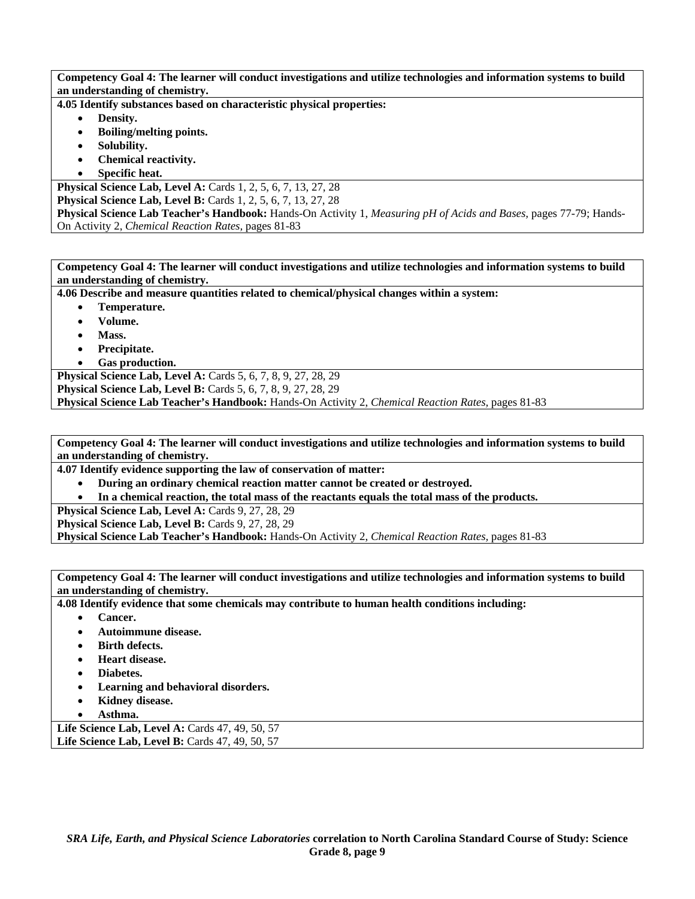**Competency Goal 4: The learner will conduct investigations and utilize technologies and information systems to build an understanding of chemistry.**

**4.05 Identify substances based on characteristic physical properties:**

- **Density.**
- **Boiling/melting points.**
- **Solubility.**
- **Chemical reactivity.**
- **Specific heat.**

**Physical Science Lab, Level A:** Cards 1, 2, 5, 6, 7, 13, 27, 28
**Physical Science Lab, Level B:** Cards 1, 2, 5, 6, 7, 13, 27, 28
**Physical Science Lab Teacher's Handbook:** Hands-On Activity 1, *Measuring pH of Acids and Bases,* pages 77-79; Hands-On Activity 2, *Chemical Reaction Rates,* pages 81-83

**Competency Goal 4: The learner will conduct investigations and utilize technologies and information systems to build an understanding of chemistry.**

**4.06 Describe and measure quantities related to chemical/physical changes within a system:**

- **Temperature.**
- **Volume.**
- **Mass.**
- **Precipitate.**
- **Gas production.**

**Physical Science Lab, Level A:** Cards 5, 6, 7, 8, 9, 27, 28, 29
**Physical Science Lab, Level B:** Cards 5, 6, 7, 8, 9, 27, 28, 29
**Physical Science Lab Teacher's Handbook:** Hands-On Activity 2, *Chemical Reaction Rates,* pages 81-83

**Competency Goal 4: The learner will conduct investigations and utilize technologies and information systems to build an understanding of chemistry.**

**4.07 Identify evidence supporting the law of conservation of matter:**

- **During an ordinary chemical reaction matter cannot be created or destroyed.**
- **In a chemical reaction, the total mass of the reactants equals the total mass of the products.**

**Physical Science Lab, Level A:** Cards 9, 27, 28, 29
**Physical Science Lab, Level B:** Cards 9, 27, 28, 29
**Physical Science Lab Teacher's Handbook:** Hands-On Activity 2, *Chemical Reaction Rates,* pages 81-83

**Competency Goal 4: The learner will conduct investigations and utilize technologies and information systems to build an understanding of chemistry.**

**4.08 Identify evidence that some chemicals may contribute to human health conditions including:**

- **Cancer.**
- **Autoimmune disease.**
- **Birth defects.**
- **Heart disease.**
- **Diabetes.**
- **Learning and behavioral disorders.**
- **Kidney disease.**
- **Asthma.**

**Life Science Lab, Level A:** Cards 47, 49, 50, 57
**Life Science Lab, Level B:** Cards 47, 49, 50, 57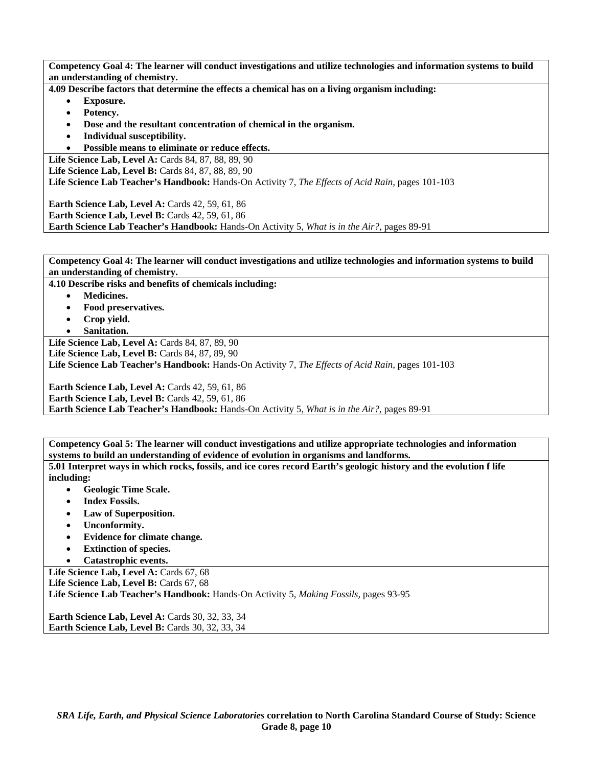**Competency Goal 4: The learner will conduct investigations and utilize technologies and information systems to build an understanding of chemistry.**

**4.09 Describe factors that determine the effects a chemical has on a living organism including:**

- **Exposure.**
- **Potency.**
- **Dose and the resultant concentration of chemical in the organism.**
- **Individual susceptibility.**
- **Possible means to eliminate or reduce effects.**

**Life Science Lab, Level A:** Cards 84, 87, 88, 89, 90
**Life Science Lab, Level B:** Cards 84, 87, 88, 89, 90
**Life Science Lab Teacher's Handbook:** Hands-On Activity 7, *The Effects of Acid Rain,* pages 101-103

**Earth Science Lab, Level A:** Cards 42, 59, 61, 86
**Earth Science Lab, Level B:** Cards 42, 59, 61, 86
**Earth Science Lab Teacher's Handbook:** Hands-On Activity 5, *What is in the Air?,* pages 89-91

---

**Competency Goal 4: The learner will conduct investigations and utilize technologies and information systems to build an understanding of chemistry.**

**4.10 Describe risks and benefits of chemicals including:**

- **Medicines.**
- **Food preservatives.**
- **Crop yield.**
- **Sanitation.**

**Life Science Lab, Level A:** Cards 84, 87, 89, 90
**Life Science Lab, Level B:** Cards 84, 87, 89, 90
**Life Science Lab Teacher's Handbook:** Hands-On Activity 7, *The Effects of Acid Rain,* pages 101-103

**Earth Science Lab, Level A:** Cards 42, 59, 61, 86
**Earth Science Lab, Level B:** Cards 42, 59, 61, 86
**Earth Science Lab Teacher's Handbook:** Hands-On Activity 5, *What is in the Air?,* pages 89-91

---

**Competency Goal 5: The learner will conduct investigations and utilize appropriate technologies and information systems to build an understanding of evidence of evolution in organisms and landforms.**

**5.01 Interpret ways in which rocks, fossils, and ice cores record Earth's geologic history and the evolution f life including:**

- **Geologic Time Scale.**
- **Index Fossils.**
- **Law of Superposition.**
- **Unconformity.**
- **Evidence for climate change.**
- **Extinction of species.**
- **Catastrophic events.**

**Life Science Lab, Level A:** Cards 67, 68
**Life Science Lab, Level B:** Cards 67, 68
**Life Science Lab Teacher's Handbook:** Hands-On Activity 5, *Making Fossils,* pages 93-95

**Earth Science Lab, Level A:** Cards 30, 32, 33, 34
**Earth Science Lab, Level B:** Cards 30, 32, 33, 34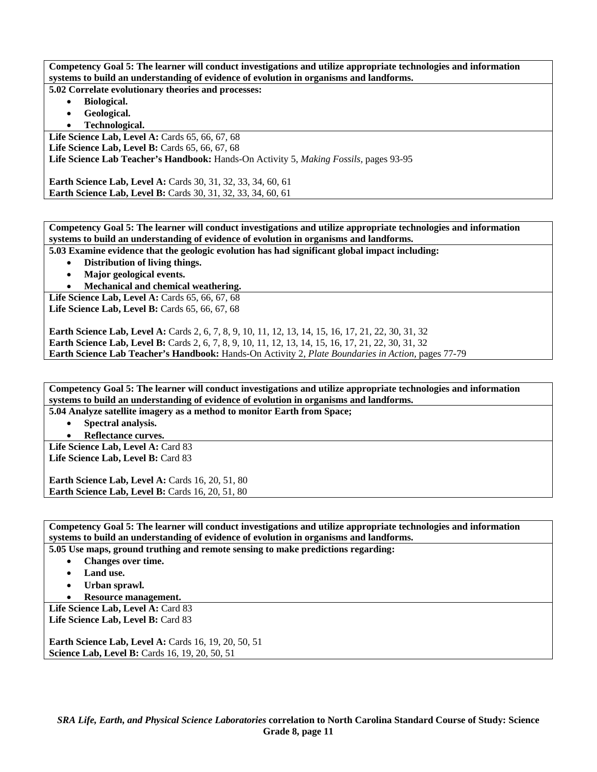**Competency Goal 5: The learner will conduct investigations and utilize appropriate technologies and information systems to build an understanding of evidence of evolution in organisms and landforms.**

**5.02 Correlate evolutionary theories and processes:**

- **Biological.**
- **Geological.**
- **Technological.**

**Life Science Lab, Level A:** Cards 65, 66, 67, 68
**Life Science Lab, Level B:** Cards 65, 66, 67, 68
**Life Science Lab Teacher's Handbook:** Hands-On Activity 5, *Making Fossils,* pages 93-95

**Earth Science Lab, Level A:** Cards 30, 31, 32, 33, 34, 60, 61
**Earth Science Lab, Level B:** Cards 30, 31, 32, 33, 34, 60, 61

---

**Competency Goal 5: The learner will conduct investigations and utilize appropriate technologies and information systems to build an understanding of evidence of evolution in organisms and landforms.**

**5.03 Examine evidence that the geologic evolution has had significant global impact including:**

- **Distribution of living things.**
- **Major geological events.**
- **Mechanical and chemical weathering.**

**Life Science Lab, Level A:** Cards 65, 66, 67, 68
**Life Science Lab, Level B:** Cards 65, 66, 67, 68

**Earth Science Lab, Level A:** Cards 2, 6, 7, 8, 9, 10, 11, 12, 13, 14, 15, 16, 17, 21, 22, 30, 31, 32
**Earth Science Lab, Level B:** Cards 2, 6, 7, 8, 9, 10, 11, 12, 13, 14, 15, 16, 17, 21, 22, 30, 31, 32
**Earth Science Lab Teacher's Handbook:** Hands-On Activity 2, *Plate Boundaries in Action,* pages 77-79

---

**Competency Goal 5: The learner will conduct investigations and utilize appropriate technologies and information systems to build an understanding of evidence of evolution in organisms and landforms.**

**5.04 Analyze satellite imagery as a method to monitor Earth from Space;**

- **Spectral analysis.**
- **Reflectance curves.**

**Life Science Lab, Level A:** Card 83
**Life Science Lab, Level B:** Card 83

**Earth Science Lab, Level A:** Cards 16, 20, 51, 80
**Earth Science Lab, Level B:** Cards 16, 20, 51, 80

---

**Competency Goal 5: The learner will conduct investigations and utilize appropriate technologies and information systems to build an understanding of evidence of evolution in organisms and landforms.**

**5.05 Use maps, ground truthing and remote sensing to make predictions regarding:**

- **Changes over time.**
- **Land use.**
- **Urban sprawl.**
- **Resource management.**

**Life Science Lab, Level A:** Card 83
**Life Science Lab, Level B:** Card 83

**Earth Science Lab, Level A:** Cards 16, 19, 20, 50, 51
**Science Lab, Level B:** Cards 16, 19, 20, 50, 51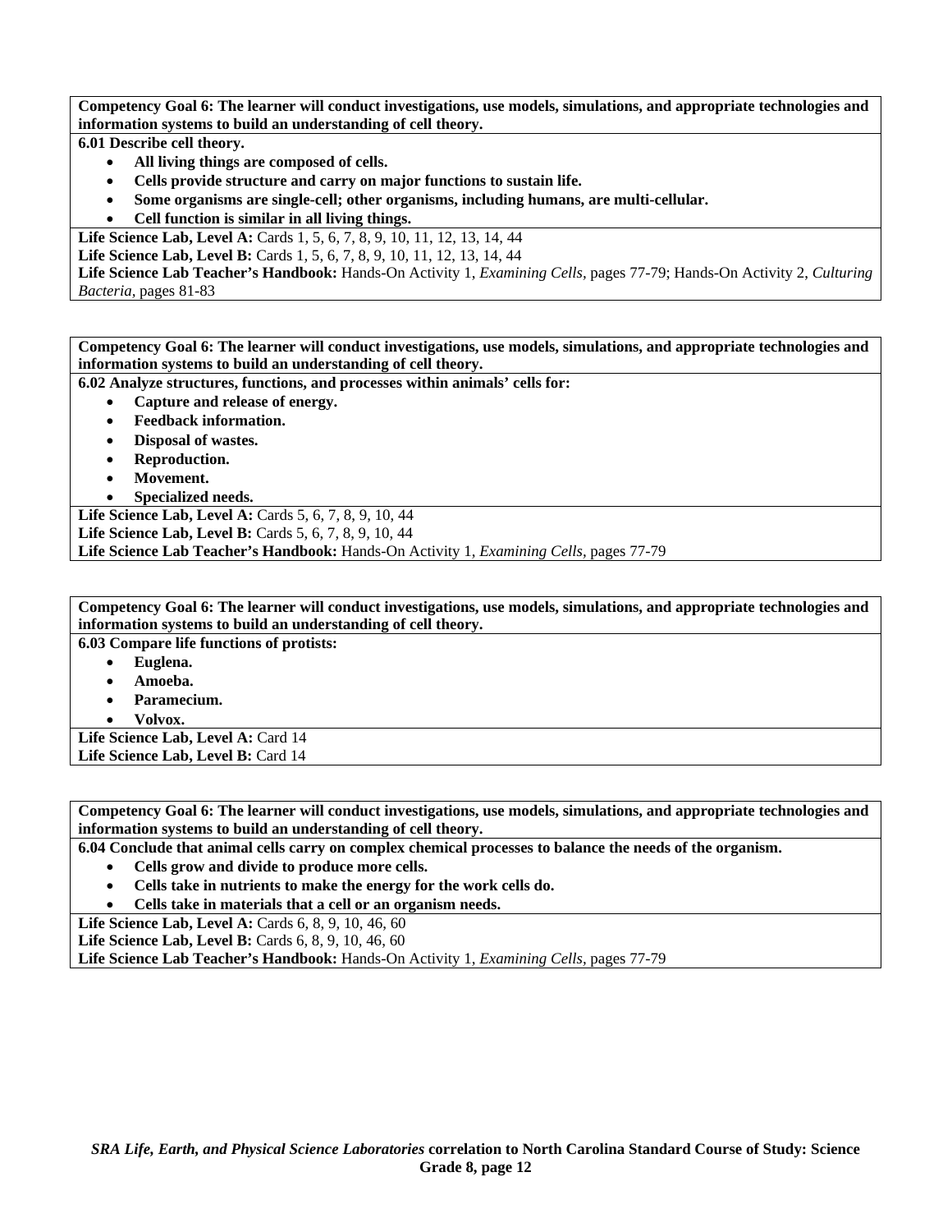**Competency Goal 6: The learner will conduct investigations, use models, simulations, and appropriate technologies and information systems to build an understanding of cell theory.**

**6.01 Describe cell theory.**

- **All living things are composed of cells.**
- **Cells provide structure and carry on major functions to sustain life.**
- **Some organisms are single-cell; other organisms, including humans, are multi-cellular.**
- **Cell function is similar in all living things.**

**Life Science Lab, Level A:** Cards 1, 5, 6, 7, 8, 9, 10, 11, 12, 13, 14, 44
**Life Science Lab, Level B:** Cards 1, 5, 6, 7, 8, 9, 10, 11, 12, 13, 14, 44
**Life Science Lab Teacher's Handbook:** Hands-On Activity 1, *Examining Cells*, pages 77-79; Hands-On Activity 2, *Culturing Bacteria*, pages 81-83

**Competency Goal 6: The learner will conduct investigations, use models, simulations, and appropriate technologies and information systems to build an understanding of cell theory.**

**6.02 Analyze structures, functions, and processes within animals' cells for:**

- **Capture and release of energy.**
- **Feedback information.**
- **Disposal of wastes.**
- **Reproduction.**
- **Movement.**
- **Specialized needs.**

**Life Science Lab, Level A:** Cards 5, 6, 7, 8, 9, 10, 44
**Life Science Lab, Level B:** Cards 5, 6, 7, 8, 9, 10, 44
**Life Science Lab Teacher's Handbook:** Hands-On Activity 1, *Examining Cells*, pages 77-79

**Competency Goal 6: The learner will conduct investigations, use models, simulations, and appropriate technologies and information systems to build an understanding of cell theory.**

**6.03 Compare life functions of protists:**

- **Euglena.**
- **Amoeba.**
- **Paramecium.**
- **Volvox.**

**Life Science Lab, Level A:** Card 14
**Life Science Lab, Level B:** Card 14

**Competency Goal 6: The learner will conduct investigations, use models, simulations, and appropriate technologies and information systems to build an understanding of cell theory.**

**6.04 Conclude that animal cells carry on complex chemical processes to balance the needs of the organism.**

- **Cells grow and divide to produce more cells.**
- **Cells take in nutrients to make the energy for the work cells do.**
- **Cells take in materials that a cell or an organism needs.**

**Life Science Lab, Level A:** Cards 6, 8, 9, 10, 46, 60
**Life Science Lab, Level B:** Cards 6, 8, 9, 10, 46, 60
**Life Science Lab Teacher's Handbook:** Hands-On Activity 1, *Examining Cells*, pages 77-79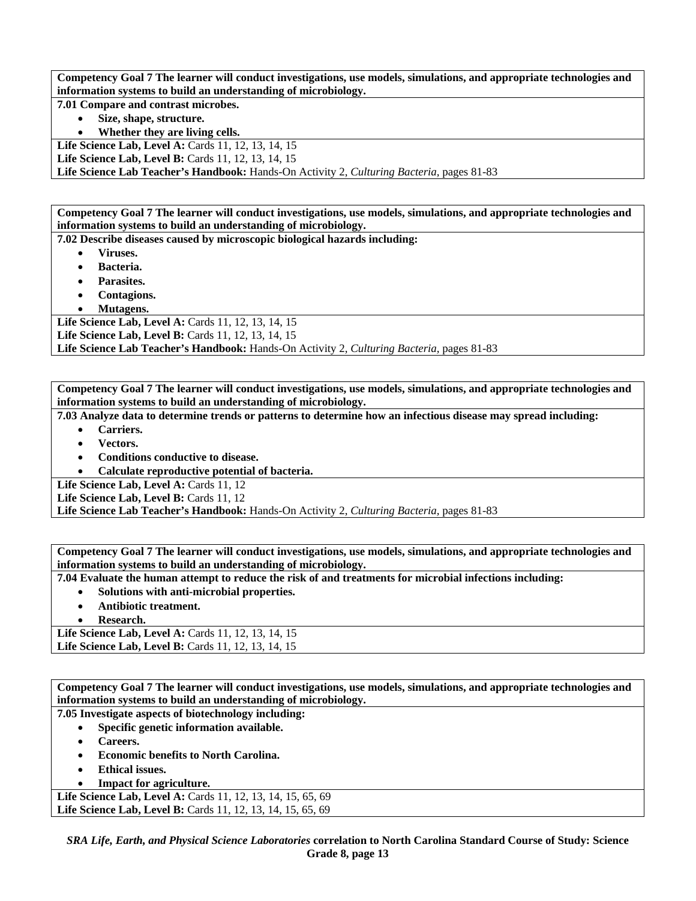**Competency Goal 7 The learner will conduct investigations, use models, simulations, and appropriate technologies and information systems to build an understanding of microbiology.**

**7.01 Compare and contrast microbes.**

- **Size, shape, structure.**
- **Whether they are living cells.**

**Life Science Lab, Level A:** Cards 11, 12, 13, 14, 15
**Life Science Lab, Level B:** Cards 11, 12, 13, 14, 15
**Life Science Lab Teacher's Handbook:** Hands-On Activity 2, *Culturing Bacteria,* pages 81-83

**Competency Goal 7 The learner will conduct investigations, use models, simulations, and appropriate technologies and information systems to build an understanding of microbiology.**

**7.02 Describe diseases caused by microscopic biological hazards including:**

- **Viruses.**
- **Bacteria.**
- **Parasites.**
- **Contagions.**
- **Mutagens.**

**Life Science Lab, Level A:** Cards 11, 12, 13, 14, 15
**Life Science Lab, Level B:** Cards 11, 12, 13, 14, 15
**Life Science Lab Teacher's Handbook:** Hands-On Activity 2, *Culturing Bacteria,* pages 81-83

**Competency Goal 7 The learner will conduct investigations, use models, simulations, and appropriate technologies and information systems to build an understanding of microbiology.**

**7.03 Analyze data to determine trends or patterns to determine how an infectious disease may spread including:**

- **Carriers.**
- **Vectors.**
- **Conditions conductive to disease.**
- **Calculate reproductive potential of bacteria.**

**Life Science Lab, Level A:** Cards 11, 12
**Life Science Lab, Level B:** Cards 11, 12
**Life Science Lab Teacher's Handbook:** Hands-On Activity 2, *Culturing Bacteria,* pages 81-83

**Competency Goal 7 The learner will conduct investigations, use models, simulations, and appropriate technologies and information systems to build an understanding of microbiology.**

**7.04 Evaluate the human attempt to reduce the risk of and treatments for microbial infections including:**

- **Solutions with anti-microbial properties.**
- **Antibiotic treatment.**
- **Research.**

**Life Science Lab, Level A:** Cards 11, 12, 13, 14, 15
**Life Science Lab, Level B:** Cards 11, 12, 13, 14, 15

**Competency Goal 7 The learner will conduct investigations, use models, simulations, and appropriate technologies and information systems to build an understanding of microbiology.**

**7.05 Investigate aspects of biotechnology including:**

- **Specific genetic information available.**
- **Careers.**
- **Economic benefits to North Carolina.**
- **Ethical issues.**
- **Impact for agriculture.**

**Life Science Lab, Level A:** Cards 11, 12, 13, 14, 15, 65, 69
**Life Science Lab, Level B:** Cards 11, 12, 13, 14, 15, 65, 69